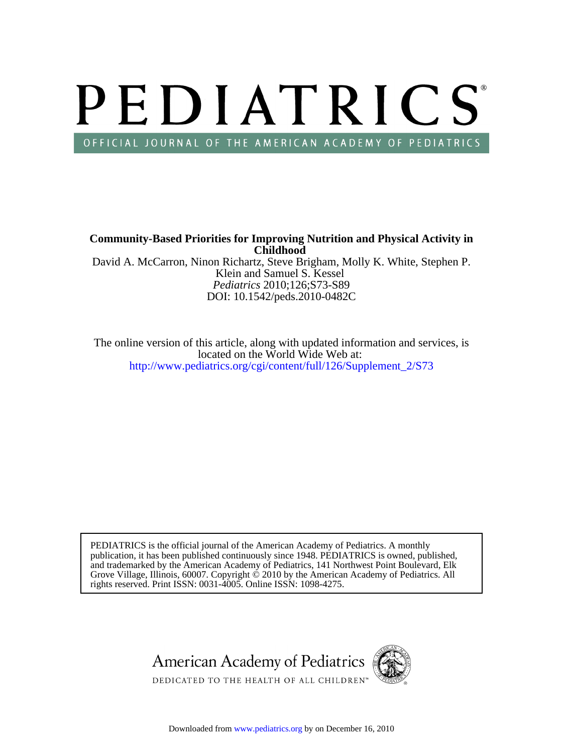# PEDIATRICS®

OFFICIAL JOURNAL OF THE AMERICAN ACADEMY OF PEDIATRICS

**Community-Based Priorities for Improving Nutrition and Physical Activity in Childhood**

David A. McCarron, Ninon Richartz, Steve Brigham, Molly K. White, Stephen P. Klein and Samuel S. Kessel

*Pediatrics* 2010;126;S73-S89

DOI: 10.1542/peds.2010-0482C

The online version of this article, along with updated information and services, is located on the World Wide Web at:

http://www.pediatrics.org/cgi/content/full/126/Supplement_2/S73

PEDIATRICS is the official journal of the American Academy of Pediatrics. A monthly publication, it has been published continuously since 1948. PEDIATRICS is owned, published, and trademarked by the American Academy of Pediatrics, 141 Northwest Point Boulevard, Elk Grove Village, Illinois, 60007. Copyright © 2010 by the American Academy of Pediatrics. All rights reserved. Print ISSN: 0031-4005. Online ISSN: 1098-4275.

American Academy of Pediatrics

DEDICATED TO THE HEALTH OF ALL CHILDREN™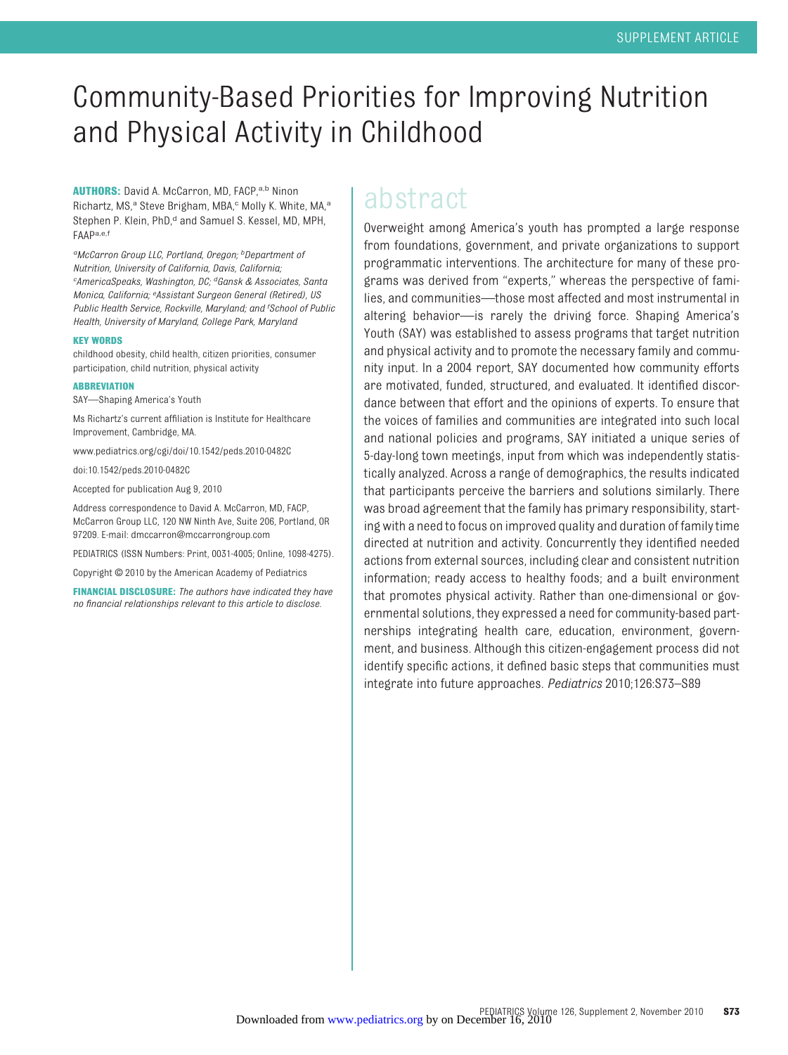# Community-Based Priorities for Improving Nutrition and Physical Activity in Childhood

**AUTHORS:** David A. McCarron, MD, FACP,[a,b] Ninon Richartz, MS,[a] Steve Brigham, MBA,[c] Molly K. White, MA,[a] Stephen P. Klein, PhD,[d] and Samuel S. Kessel, MD, MPH, FAAP[a,e,f]

*[a]McCarron Group LLC, Portland, Oregon; [b]Department of Nutrition, University of California, Davis, California; [c]AmericaSpeaks, Washington, DC; [d]Gansk & Associates, Santa Monica, California; [e]Assistant Surgeon General (Retired), US Public Health Service, Rockville, Maryland; and [f]School of Public Health, University of Maryland, College Park, Maryland*

**KEY WORDS**

childhood obesity, child health, citizen priorities, consumer participation, child nutrition, physical activity

**ABBREVIATION**

SAY—Shaping America's Youth

Ms Richartz's current affiliation is Institute for Healthcare Improvement, Cambridge, MA.

www.pediatrics.org/cgi/doi/10.1542/peds.2010-0482C

doi:10.1542/peds.2010-0482C

Accepted for publication Aug 9, 2010

Address correspondence to David A. McCarron, MD, FACP, McCarron Group LLC, 120 NW Ninth Ave, Suite 206, Portland, OR 97209. E-mail: dmccarron@mccarrongroup.com

PEDIATRICS (ISSN Numbers: Print, 0031-4005; Online, 1098-4275).

Copyright © 2010 by the American Academy of Pediatrics

**FINANCIAL DISCLOSURE:** *The authors have indicated they have no financial relationships relevant to this article to disclose.*

## abstract

Overweight among America's youth has prompted a large response from foundations, government, and private organizations to support programmatic interventions. The architecture for many of these programs was derived from "experts," whereas the perspective of families, and communities—those most affected and most instrumental in altering behavior—is rarely the driving force. Shaping America's Youth (SAY) was established to assess programs that target nutrition and physical activity and to promote the necessary family and community input. In a 2004 report, SAY documented how community efforts are motivated, funded, structured, and evaluated. It identified discordance between that effort and the opinions of experts. To ensure that the voices of families and communities are integrated into such local and national policies and programs, SAY initiated a unique series of 5-day-long town meetings, input from which was independently statistically analyzed. Across a range of demographics, the results indicated that participants perceive the barriers and solutions similarly. There was broad agreement that the family has primary responsibility, starting with a need to focus on improved quality and duration of family time directed at nutrition and activity. Concurrently they identified needed actions from external sources, including clear and consistent nutrition information; ready access to healthy foods; and a built environment that promotes physical activity. Rather than one-dimensional or governmental solutions, they expressed a need for community-based partnerships integrating health care, education, environment, government, and business. Although this citizen-engagement process did not identify specific actions, it defined basic steps that communities must integrate into future approaches. *Pediatrics* 2010;126:S73–S89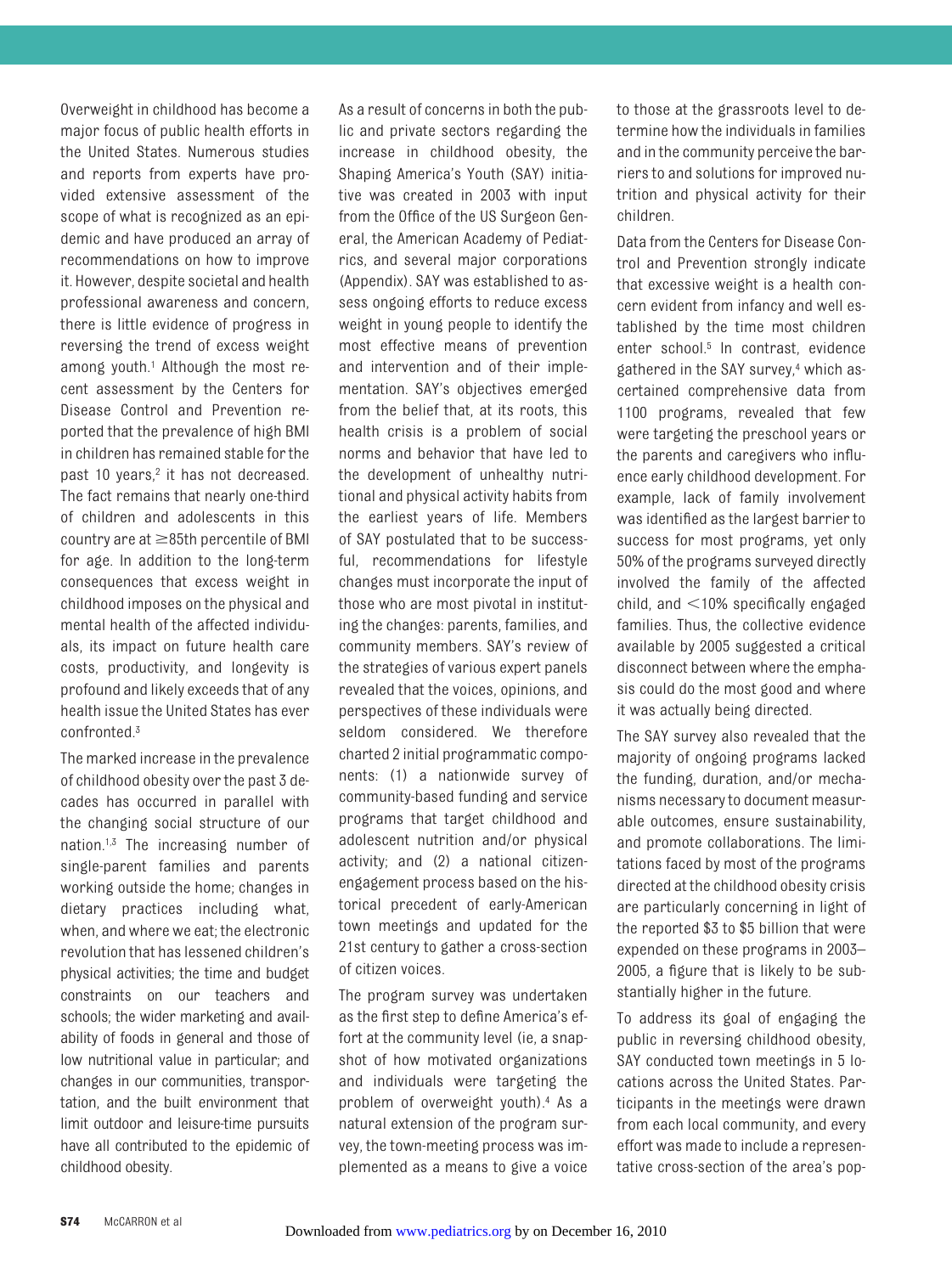Overweight in childhood has become a major focus of public health efforts in the United States. Numerous studies and reports from experts have provided extensive assessment of the scope of what is recognized as an epidemic and have produced an array of recommendations on how to improve it. However, despite societal and health professional awareness and concern, there is little evidence of progress in reversing the trend of excess weight among youth.[1] Although the most recent assessment by the Centers for Disease Control and Prevention reported that the prevalence of high BMI in children has remained stable for the past 10 years,[2] it has not decreased. The fact remains that nearly one-third of children and adolescents in this country are at ≥85th percentile of BMI for age. In addition to the long-term consequences that excess weight in childhood imposes on the physical and mental health of the affected individuals, its impact on future health care costs, productivity, and longevity is profound and likely exceeds that of any health issue the United States has ever confronted.[3]

The marked increase in the prevalence of childhood obesity over the past 3 decades has occurred in parallel with the changing social structure of our nation.[1,3] The increasing number of single-parent families and parents working outside the home; changes in dietary practices including what, when, and where we eat; the electronic revolution that has lessened children's physical activities; the time and budget constraints on our teachers and schools; the wider marketing and availability of foods in general and those of low nutritional value in particular; and changes in our communities, transportation, and the built environment that limit outdoor and leisure-time pursuits have all contributed to the epidemic of childhood obesity.

As a result of concerns in both the public and private sectors regarding the increase in childhood obesity, the Shaping America's Youth (SAY) initiative was created in 2003 with input from the Office of the US Surgeon General, the American Academy of Pediatrics, and several major corporations (Appendix). SAY was established to assess ongoing efforts to reduce excess weight in young people to identify the most effective means of prevention and intervention and of their implementation. SAY's objectives emerged from the belief that, at its roots, this health crisis is a problem of social norms and behavior that have led to the development of unhealthy nutritional and physical activity habits from the earliest years of life. Members of SAY postulated that to be successful, recommendations for lifestyle changes must incorporate the input of those who are most pivotal in instituting the changes: parents, families, and community members. SAY's review of the strategies of various expert panels revealed that the voices, opinions, and perspectives of these individuals were seldom considered. We therefore charted 2 initial programmatic components: (1) a nationwide survey of community-based funding and service programs that target childhood and adolescent nutrition and/or physical activity; and (2) a national citizen-engagement process based on the historical precedent of early-American town meetings and updated for the 21st century to gather a cross-section of citizen voices.

The program survey was undertaken as the first step to define America's effort at the community level (ie, a snapshot of how motivated organizations and individuals were targeting the problem of overweight youth).[4] As a natural extension of the program survey, the town-meeting process was implemented as a means to give a voice to those at the grassroots level to determine how the individuals in families and in the community perceive the barriers to and solutions for improved nutrition and physical activity for their children.

Data from the Centers for Disease Control and Prevention strongly indicate that excessive weight is a health concern evident from infancy and well established by the time most children enter school.[5] In contrast, evidence gathered in the SAY survey,[4] which ascertained comprehensive data from 1100 programs, revealed that few were targeting the preschool years or the parents and caregivers who influence early childhood development. For example, lack of family involvement was identified as the largest barrier to success for most programs, yet only 50% of the programs surveyed directly involved the family of the affected child, and <10% specifically engaged families. Thus, the collective evidence available by 2005 suggested a critical disconnect between where the emphasis could do the most good and where it was actually being directed.

The SAY survey also revealed that the majority of ongoing programs lacked the funding, duration, and/or mechanisms necessary to document measurable outcomes, ensure sustainability, and promote collaborations. The limitations faced by most of the programs directed at the childhood obesity crisis are particularly concerning in light of the reported $3 to $5 billion that were expended on these programs in 2003–2005, a figure that is likely to be substantially higher in the future.

To address its goal of engaging the public in reversing childhood obesity, SAY conducted town meetings in 5 locations across the United States. Participants in the meetings were drawn from each local community, and every effort was made to include a representative cross-section of the area's pop-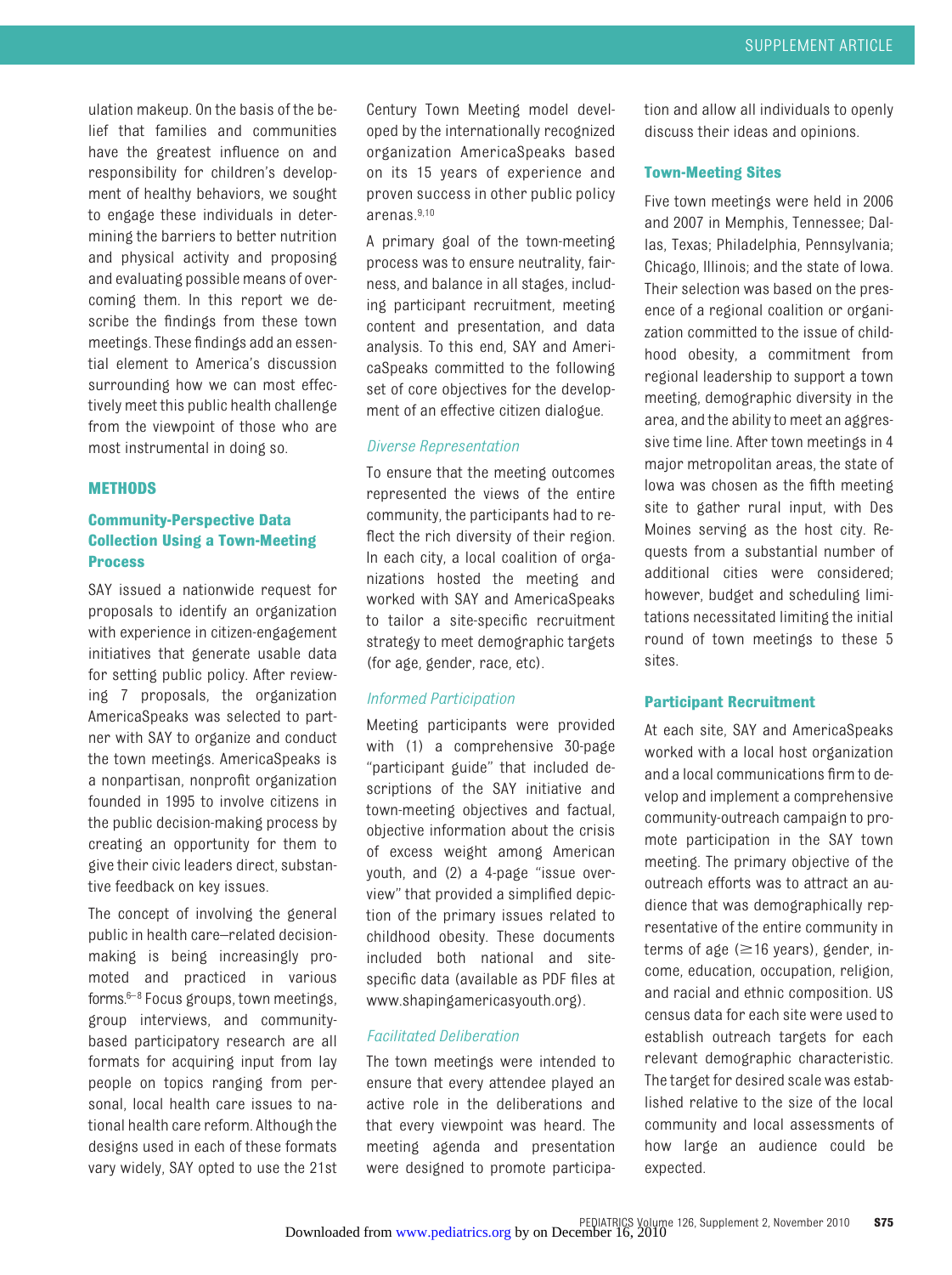ulation makeup. On the basis of the belief that families and communities have the greatest influence on and responsibility for children's development of healthy behaviors, we sought to engage these individuals in determining the barriers to better nutrition and physical activity and proposing and evaluating possible means of overcoming them. In this report we describe the findings from these town meetings. These findings add an essential element to America's discussion surrounding how we can most effectively meet this public health challenge from the viewpoint of those who are most instrumental in doing so.

## METHODS

### Community-Perspective Data Collection Using a Town-Meeting Process

SAY issued a nationwide request for proposals to identify an organization with experience in citizen-engagement initiatives that generate usable data for setting public policy. After reviewing 7 proposals, the organization AmericaSpeaks was selected to partner with SAY to organize and conduct the town meetings. AmericaSpeaks is a nonpartisan, nonprofit organization founded in 1995 to involve citizens in the public decision-making process by creating an opportunity for them to give their civic leaders direct, substantive feedback on key issues.

The concept of involving the general public in health care–related decision-making is being increasingly promoted and practiced in various forms.[6–8] Focus groups, town meetings, group interviews, and community-based participatory research are all formats for acquiring input from lay people on topics ranging from personal, local health care issues to national health care reform. Although the designs used in each of these formats vary widely, SAY opted to use the 21st Century Town Meeting model developed by the internationally recognized organization AmericaSpeaks based on its 15 years of experience and proven success in other public policy arenas.[9,10]

A primary goal of the town-meeting process was to ensure neutrality, fairness, and balance in all stages, including participant recruitment, meeting content and presentation, and data analysis. To this end, SAY and AmericaSpeaks committed to the following set of core objectives for the development of an effective citizen dialogue.

#### *Diverse Representation*

To ensure that the meeting outcomes represented the views of the entire community, the participants had to reflect the rich diversity of their region. In each city, a local coalition of organizations hosted the meeting and worked with SAY and AmericaSpeaks to tailor a site-specific recruitment strategy to meet demographic targets (for age, gender, race, etc).

#### *Informed Participation*

Meeting participants were provided with (1) a comprehensive 30-page "participant guide" that included descriptions of the SAY initiative and town-meeting objectives and factual, objective information about the crisis of excess weight among American youth, and (2) a 4-page "issue overview" that provided a simplified depiction of the primary issues related to childhood obesity. These documents included both national and site-specific data (available as PDF files at www.shapingamericasyouth.org).

#### *Facilitated Deliberation*

The town meetings were intended to ensure that every attendee played an active role in the deliberations and that every viewpoint was heard. The meeting agenda and presentation were designed to promote participation and allow all individuals to openly discuss their ideas and opinions.

### Town-Meeting Sites

Five town meetings were held in 2006 and 2007 in Memphis, Tennessee; Dallas, Texas; Philadelphia, Pennsylvania; Chicago, Illinois; and the state of Iowa. Their selection was based on the presence of a regional coalition or organization committed to the issue of childhood obesity, a commitment from regional leadership to support a town meeting, demographic diversity in the area, and the ability to meet an aggressive time line. After town meetings in 4 major metropolitan areas, the state of Iowa was chosen as the fifth meeting site to gather rural input, with Des Moines serving as the host city. Requests from a substantial number of additional cities were considered; however, budget and scheduling limitations necessitated limiting the initial round of town meetings to these 5 sites.

### Participant Recruitment

At each site, SAY and AmericaSpeaks worked with a local host organization and a local communications firm to develop and implement a comprehensive community-outreach campaign to promote participation in the SAY town meeting. The primary objective of the outreach efforts was to attract an audience that was demographically representative of the entire community in terms of age ($\geq$16 years), gender, income, education, occupation, religion, and racial and ethnic composition. US census data for each site were used to establish outreach targets for each relevant demographic characteristic. The target for desired scale was established relative to the size of the local community and local assessments of how large an audience could be expected.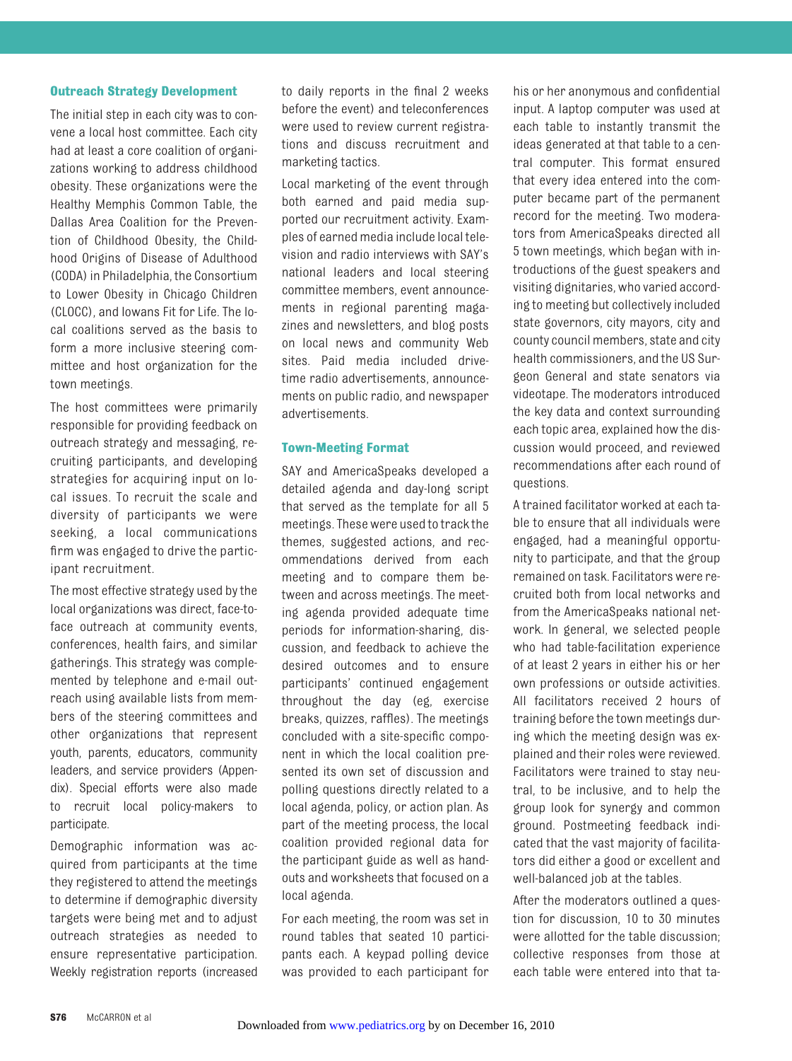### Outreach Strategy Development

The initial step in each city was to convene a local host committee. Each city had at least a core coalition of organizations working to address childhood obesity. These organizations were the Healthy Memphis Common Table, the Dallas Area Coalition for the Prevention of Childhood Obesity, the Childhood Origins of Disease of Adulthood (CODA) in Philadelphia, the Consortium to Lower Obesity in Chicago Children (CLOCC), and Iowans Fit for Life. The local coalitions served as the basis to form a more inclusive steering committee and host organization for the town meetings.

The host committees were primarily responsible for providing feedback on outreach strategy and messaging, recruiting participants, and developing strategies for acquiring input on local issues. To recruit the scale and diversity of participants we were seeking, a local communications firm was engaged to drive the participant recruitment.

The most effective strategy used by the local organizations was direct, face-to-face outreach at community events, conferences, health fairs, and similar gatherings. This strategy was complemented by telephone and e-mail outreach using available lists from members of the steering committees and other organizations that represent youth, parents, educators, community leaders, and service providers (Appendix). Special efforts were also made to recruit local policy-makers to participate.

Demographic information was acquired from participants at the time they registered to attend the meetings to determine if demographic diversity targets were being met and to adjust outreach strategies as needed to ensure representative participation. Weekly registration reports (increased to daily reports in the final 2 weeks before the event) and teleconferences were used to review current registrations and discuss recruitment and marketing tactics.

Local marketing of the event through both earned and paid media supported our recruitment activity. Examples of earned media include local television and radio interviews with SAY's national leaders and local steering committee members, event announcements in regional parenting magazines and newsletters, and blog posts on local news and community Web sites. Paid media included drive-time radio advertisements, announcements on public radio, and newspaper advertisements.

### Town-Meeting Format

SAY and AmericaSpeaks developed a detailed agenda and day-long script that served as the template for all 5 meetings. These were used to track the themes, suggested actions, and recommendations derived from each meeting and to compare them between and across meetings. The meeting agenda provided adequate time periods for information-sharing, discussion, and feedback to achieve the desired outcomes and to ensure participants' continued engagement throughout the day (eg, exercise breaks, quizzes, raffles). The meetings concluded with a site-specific component in which the local coalition presented its own set of discussion and polling questions directly related to a local agenda, policy, or action plan. As part of the meeting process, the local coalition provided regional data for the participant guide as well as handouts and worksheets that focused on a local agenda.

For each meeting, the room was set in round tables that seated 10 participants each. A keypad polling device was provided to each participant for his or her anonymous and confidential input. A laptop computer was used at each table to instantly transmit the ideas generated at that table to a central computer. This format ensured that every idea entered into the computer became part of the permanent record for the meeting. Two moderators from AmericaSpeaks directed all 5 town meetings, which began with introductions of the guest speakers and visiting dignitaries, who varied according to meeting but collectively included state governors, city mayors, city and county council members, state and city health commissioners, and the US Surgeon General and state senators via videotape. The moderators introduced the key data and context surrounding each topic area, explained how the discussion would proceed, and reviewed recommendations after each round of questions.

A trained facilitator worked at each table to ensure that all individuals were engaged, had a meaningful opportunity to participate, and that the group remained on task. Facilitators were recruited both from local networks and from the AmericaSpeaks national network. In general, we selected people who had table-facilitation experience of at least 2 years in either his or her own professions or outside activities. All facilitators received 2 hours of training before the town meetings during which the meeting design was explained and their roles were reviewed. Facilitators were trained to stay neutral, to be inclusive, and to help the group look for synergy and common ground. Postmeeting feedback indicated that the vast majority of facilitators did either a good or excellent and well-balanced job at the tables.

After the moderators outlined a question for discussion, 10 to 30 minutes were allotted for the table discussion; collective responses from those at each table were entered into that ta-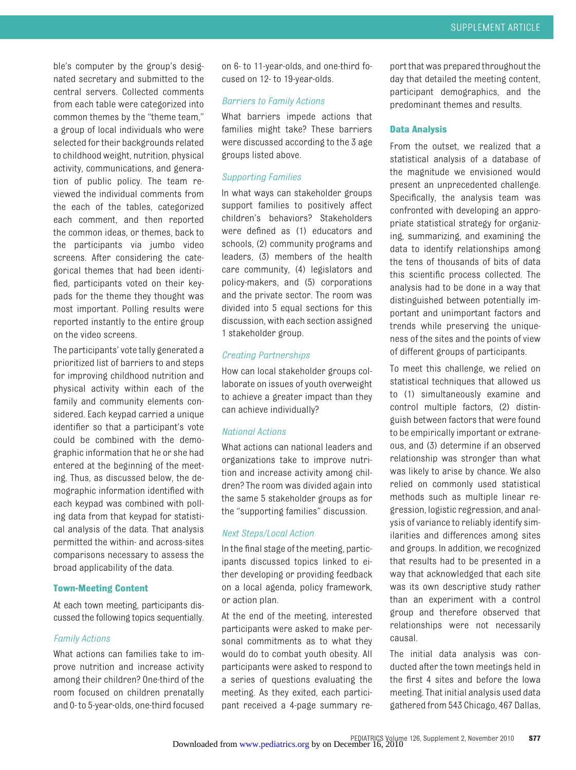ble's computer by the group's designated secretary and submitted to the central servers. Collected comments from each table were categorized into common themes by the "theme team," a group of local individuals who were selected for their backgrounds related to childhood weight, nutrition, physical activity, communications, and generation of public policy. The team reviewed the individual comments from the each of the tables, categorized each comment, and then reported the common ideas, or themes, back to the participants via jumbo video screens. After considering the categorical themes that had been identified, participants voted on their keypads for the theme they thought was most important. Polling results were reported instantly to the entire group on the video screens.

The participants' vote tally generated a prioritized list of barriers to and steps for improving childhood nutrition and physical activity within each of the family and community elements considered. Each keypad carried a unique identifier so that a participant's vote could be combined with the demographic information that he or she had entered at the beginning of the meeting. Thus, as discussed below, the demographic information identified with each keypad was combined with polling data from that keypad for statistical analysis of the data. That analysis permitted the within- and across-sites comparisons necessary to assess the broad applicability of the data.

### Town-Meeting Content

At each town meeting, participants discussed the following topics sequentially.

#### *Family Actions*

What actions can families take to improve nutrition and increase activity among their children? One-third of the room focused on children prenatally and 0- to 5-year-olds, one-third focused on 6- to 11-year-olds, and one-third focused on 12- to 19-year-olds.

#### *Barriers to Family Actions*

What barriers impede actions that families might take? These barriers were discussed according to the 3 age groups listed above.

#### *Supporting Families*

In what ways can stakeholder groups support families to positively affect children's behaviors? Stakeholders were defined as (1) educators and schools, (2) community programs and leaders, (3) members of the health care community, (4) legislators and policy-makers, and (5) corporations and the private sector. The room was divided into 5 equal sections for this discussion, with each section assigned 1 stakeholder group.

#### *Creating Partnerships*

How can local stakeholder groups collaborate on issues of youth overweight to achieve a greater impact than they can achieve individually?

#### *National Actions*

What actions can national leaders and organizations take to improve nutrition and increase activity among children? The room was divided again into the same 5 stakeholder groups as for the "supporting families" discussion.

#### *Next Steps/Local Action*

In the final stage of the meeting, participants discussed topics linked to either developing or providing feedback on a local agenda, policy framework, or action plan.

At the end of the meeting, interested participants were asked to make personal commitments as to what they would do to combat youth obesity. All participants were asked to respond to a series of questions evaluating the meeting. As they exited, each participant received a 4-page summary report that was prepared throughout the day that detailed the meeting content, participant demographics, and the predominant themes and results.

### Data Analysis

From the outset, we realized that a statistical analysis of a database of the magnitude we envisioned would present an unprecedented challenge. Specifically, the analysis team was confronted with developing an appropriate statistical strategy for organizing, summarizing, and examining the data to identify relationships among the tens of thousands of bits of data this scientific process collected. The analysis had to be done in a way that distinguished between potentially important and unimportant factors and trends while preserving the uniqueness of the sites and the points of view of different groups of participants.

To meet this challenge, we relied on statistical techniques that allowed us to (1) simultaneously examine and control multiple factors, (2) distinguish between factors that were found to be empirically important or extraneous, and (3) determine if an observed relationship was stronger than what was likely to arise by chance. We also relied on commonly used statistical methods such as multiple linear regression, logistic regression, and analysis of variance to reliably identify similarities and differences among sites and groups. In addition, we recognized that results had to be presented in a way that acknowledged that each site was its own descriptive study rather than an experiment with a control group and therefore observed that relationships were not necessarily causal.

The initial data analysis was conducted after the town meetings held in the first 4 sites and before the Iowa meeting. That initial analysis used data gathered from 543 Chicago, 467 Dallas,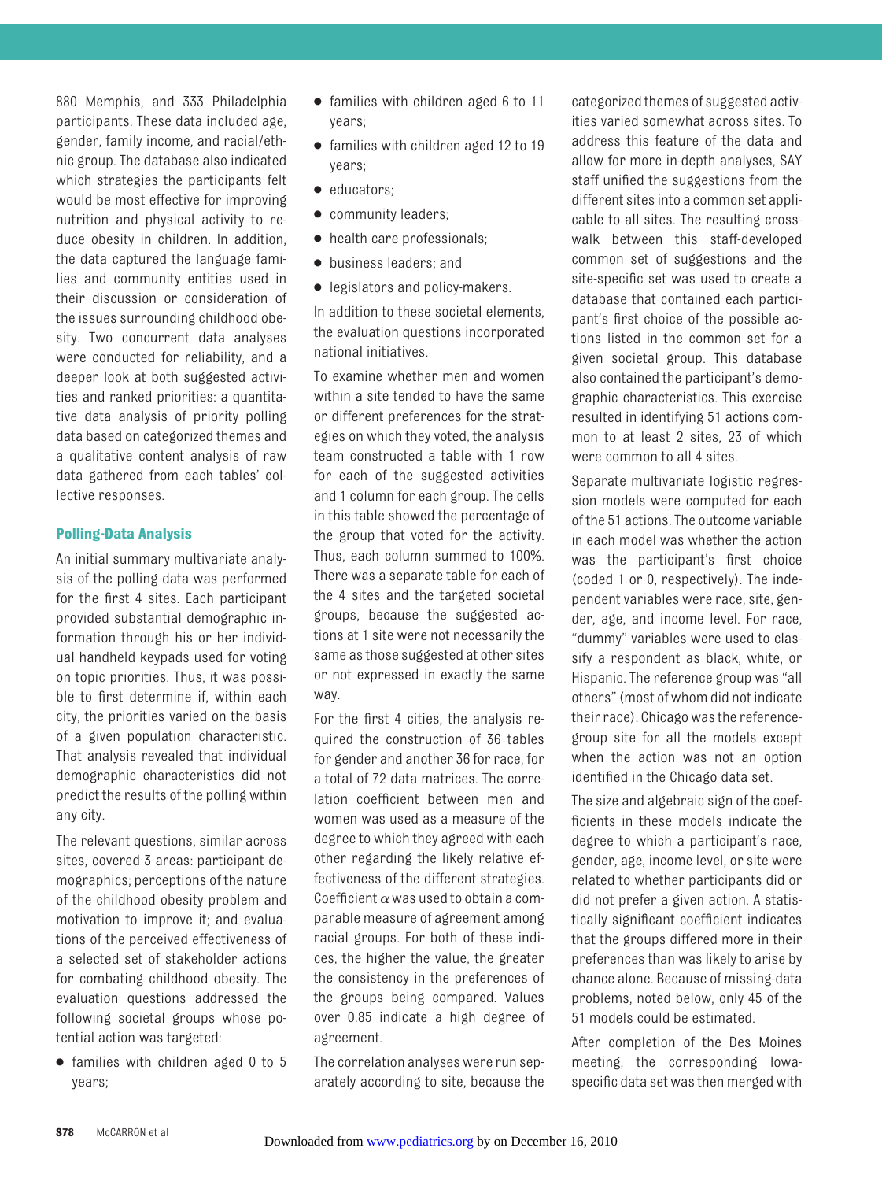880 Memphis, and 333 Philadelphia participants. These data included age, gender, family income, and racial/ethnic group. The database also indicated which strategies the participants felt would be most effective for improving nutrition and physical activity to reduce obesity in children. In addition, the data captured the language families and community entities used in their discussion or consideration of the issues surrounding childhood obesity. Two concurrent data analyses were conducted for reliability, and a deeper look at both suggested activities and ranked priorities: a quantitative data analysis of priority polling data based on categorized themes and a qualitative content analysis of raw data gathered from each tables' collective responses.

### Polling-Data Analysis

An initial summary multivariate analysis of the polling data was performed for the first 4 sites. Each participant provided substantial demographic information through his or her individual handheld keypads used for voting on topic priorities. Thus, it was possible to first determine if, within each city, the priorities varied on the basis of a given population characteristic. That analysis revealed that individual demographic characteristics did not predict the results of the polling within any city.

The relevant questions, similar across sites, covered 3 areas: participant demographics; perceptions of the nature of the childhood obesity problem and motivation to improve it; and evaluations of the perceived effectiveness of a selected set of stakeholder actions for combating childhood obesity. The evaluation questions addressed the following societal groups whose potential action was targeted:

- families with children aged 0 to 5 years;
- families with children aged 6 to 11 years;
- families with children aged 12 to 19 years;
- educators;
- community leaders;
- health care professionals;
- business leaders; and
- legislators and policy-makers.

In addition to these societal elements, the evaluation questions incorporated national initiatives.

To examine whether men and women within a site tended to have the same or different preferences for the strategies on which they voted, the analysis team constructed a table with 1 row for each of the suggested activities and 1 column for each group. The cells in this table showed the percentage of the group that voted for the activity. Thus, each column summed to 100%. There was a separate table for each of the 4 sites and the targeted societal groups, because the suggested actions at 1 site were not necessarily the same as those suggested at other sites or not expressed in exactly the same way.

For the first 4 cities, the analysis required the construction of 36 tables for gender and another 36 for race, for a total of 72 data matrices. The correlation coefficient between men and women was used as a measure of the degree to which they agreed with each other regarding the likely relative effectiveness of the different strategies. Coefficient $\alpha$ was used to obtain a comparable measure of agreement among racial groups. For both of these indices, the higher the value, the greater the consistency in the preferences of the groups being compared. Values over 0.85 indicate a high degree of agreement.

The correlation analyses were run separately according to site, because the categorized themes of suggested activities varied somewhat across sites. To address this feature of the data and allow for more in-depth analyses, SAY staff unified the suggestions from the different sites into a common set applicable to all sites. The resulting crosswalk between this staff-developed common set of suggestions and the site-specific set was used to create a database that contained each participant's first choice of the possible actions listed in the common set for a given societal group. This database also contained the participant's demographic characteristics. This exercise resulted in identifying 51 actions common to at least 2 sites, 23 of which were common to all 4 sites.

Separate multivariate logistic regression models were computed for each of the 51 actions. The outcome variable in each model was whether the action was the participant's first choice (coded 1 or 0, respectively). The independent variables were race, site, gender, age, and income level. For race, "dummy" variables were used to classify a respondent as black, white, or Hispanic. The reference group was "all others" (most of whom did not indicate their race). Chicago was the reference-group site for all the models except when the action was not an option identified in the Chicago data set.

The size and algebraic sign of the coefficients in these models indicate the degree to which a participant's race, gender, age, income level, or site were related to whether participants did or did not prefer a given action. A statistically significant coefficient indicates that the groups differed more in their preferences than was likely to arise by chance alone. Because of missing-data problems, noted below, only 45 of the 51 models could be estimated.

After completion of the Des Moines meeting, the corresponding Iowa-specific data set was then merged with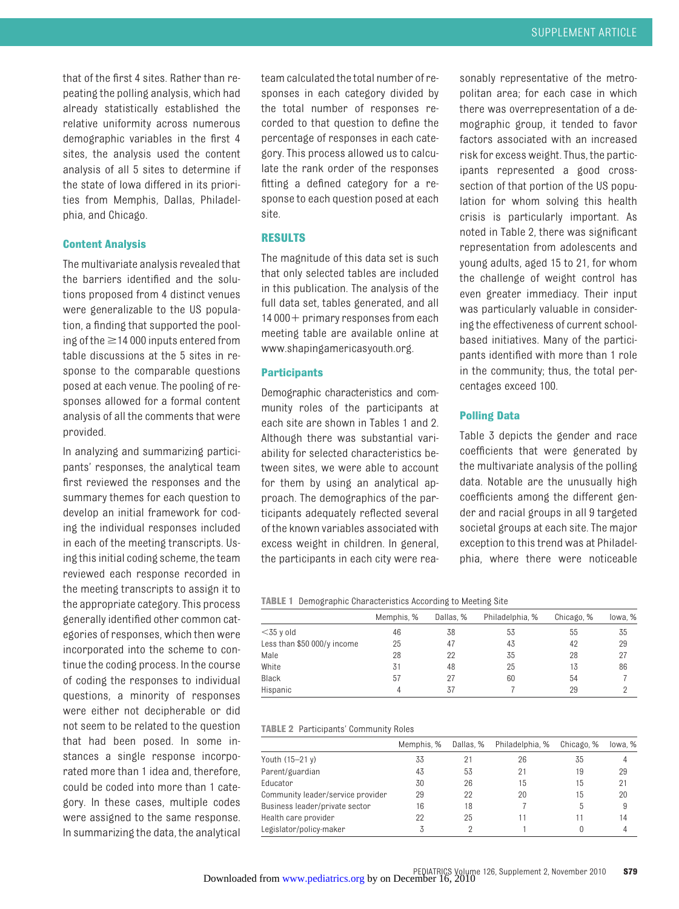that of the first 4 sites. Rather than repeating the polling analysis, which had already statistically established the relative uniformity across numerous demographic variables in the first 4 sites, the analysis used the content analysis of all 5 sites to determine if the state of Iowa differed in its priorities from Memphis, Dallas, Philadelphia, and Chicago.

### Content Analysis

The multivariate analysis revealed that the barriers identified and the solutions proposed from 4 distinct venues were generalizable to the US population, a finding that supported the pooling of the ≥14 000 inputs entered from table discussions at the 5 sites in response to the comparable questions posed at each venue. The pooling of responses allowed for a formal content analysis of all the comments that were provided.

In analyzing and summarizing participants' responses, the analytical team first reviewed the responses and the summary themes for each question to develop an initial framework for coding the individual responses included in each of the meeting transcripts. Using this initial coding scheme, the team reviewed each response recorded in the meeting transcripts to assign it to the appropriate category. This process generally identified other common categories of responses, which then were incorporated into the scheme to continue the coding process. In the course of coding the responses to individual questions, a minority of responses were either not decipherable or did not seem to be related to the question that had been posed. In some instances a single response incorporated more than 1 idea and, therefore, could be coded into more than 1 category. In these cases, multiple codes were assigned to the same response. In summarizing the data, the analytical team calculated the total number of responses in each category divided by the total number of responses recorded to that question to define the percentage of responses in each category. This process allowed us to calculate the rank order of the responses fitting a defined category for a response to each question posed at each site.

## RESULTS

The magnitude of this data set is such that only selected tables are included in this publication. The analysis of the full data set, tables generated, and all 14 000+ primary responses from each meeting table are available online at www.shapingamericasyouth.org.

### Participants

Demographic characteristics and community roles of the participants at each site are shown in Tables 1 and 2. Although there was substantial variability for selected characteristics between sites, we were able to account for them by using an analytical approach. The demographics of the participants adequately reflected several of the known variables associated with excess weight in children. In general, the participants in each city were reasonably representative of the metropolitan area; for each case in which there was overrepresentation of a demographic group, it tended to favor factors associated with an increased risk for excess weight. Thus, the participants represented a good cross-section of that portion of the US population for whom solving this health crisis is particularly important. As noted in Table 2, there was significant representation from adolescents and young adults, aged 15 to 21, for whom the challenge of weight control has even greater immediacy. Their input was particularly valuable in considering the effectiveness of current school-based initiatives. Many of the participants identified with more than 1 role in the community; thus, the total percentages exceed 100.

### Polling Data

Table 3 depicts the gender and race coefficients that were generated by the multivariate analysis of the polling data. Notable are the unusually high coefficients among the different gender and racial groups in all 9 targeted societal groups at each site. The major exception to this trend was at Philadelphia, where there were noticeable

**TABLE 1** Demographic Characteristics According to Meeting Site

| | Memphis, % | Dallas, % | Philadelphia, % | Chicago, % | Iowa, % |
|---|---|---|---|---|---|
| <35 y old | 46 | 38 | 53 | 55 | 35 |
| Less than $50 000/y income | 25 | 47 | 43 | 42 | 29 |
| Male | 28 | 22 | 35 | 28 | 27 |
| White | 31 | 48 | 25 | 13 | 86 |
| Black | 57 | 27 | 60 | 54 | 7 |
| Hispanic | 4 | 37 | 7 | 29 | 2 |

**TABLE 2** Participants' Community Roles

| | Memphis, % | Dallas, % | Philadelphia, % | Chicago, % | Iowa, % |
|---|---|---|---|---|---|
| Youth (15–21 y) | 33 | 21 | 26 | 35 | 4 |
| Parent/guardian | 43 | 53 | 21 | 19 | 29 |
| Educator | 30 | 26 | 15 | 15 | 21 |
| Community leader/service provider | 29 | 22 | 20 | 15 | 20 |
| Business leader/private sector | 16 | 18 | 7 | 5 | 9 |
| Health care provider | 22 | 25 | 11 | 11 | 14 |
| Legislator/policy-maker | 3 | 2 | 1 | 0 | 4 |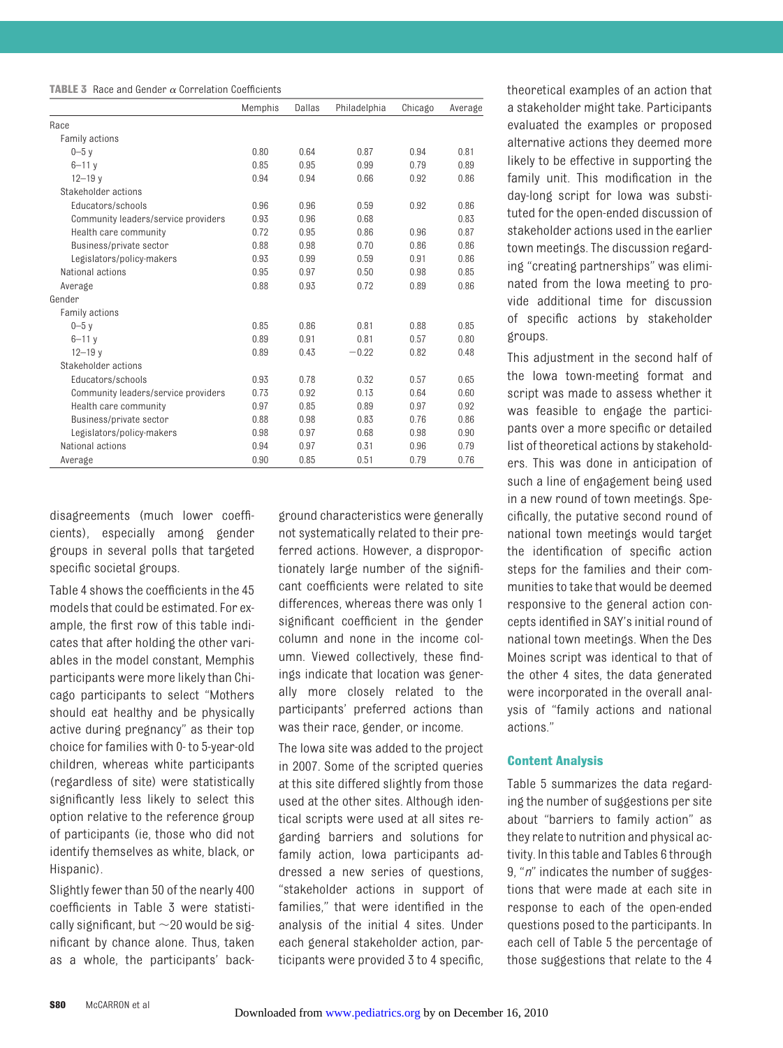**TABLE 3** Race and Gender $\alpha$ Correlation Coefficients

| | Memphis | Dallas | Philadelphia | Chicago | Average |
|---|---|---|---|---|---|
| Race | | | | | |
| Family actions | | | | | |
| 0–5 y | 0.80 | 0.64 | 0.87 | 0.94 | 0.81 |
| 6–11 y | 0.85 | 0.95 | 0.99 | 0.79 | 0.89 |
| 12–19 y | 0.94 | 0.94 | 0.66 | 0.92 | 0.86 |
| Stakeholder actions | | | | | |
| Educators/schools | 0.96 | 0.96 | 0.59 | 0.92 | 0.86 |
| Community leaders/service providers | 0.93 | 0.96 | 0.68 | | 0.83 |
| Health care community | 0.72 | 0.95 | 0.86 | 0.96 | 0.87 |
| Business/private sector | 0.88 | 0.98 | 0.70 | 0.86 | 0.86 |
| Legislators/policy-makers | 0.93 | 0.99 | 0.59 | 0.91 | 0.86 |
| National actions | 0.95 | 0.97 | 0.50 | 0.98 | 0.85 |
| Average | 0.88 | 0.93 | 0.72 | 0.89 | 0.86 |
| Gender | | | | | |
| Family actions | | | | | |
| 0–5 y | 0.85 | 0.86 | 0.81 | 0.88 | 0.85 |
| 6–11 y | 0.89 | 0.91 | 0.81 | 0.57 | 0.80 |
| 12–19 y | 0.89 | 0.43 | −0.22 | 0.82 | 0.48 |
| Stakeholder actions | | | | | |
| Educators/schools | 0.93 | 0.78 | 0.32 | 0.57 | 0.65 |
| Community leaders/service providers | 0.73 | 0.92 | 0.13 | 0.64 | 0.60 |
| Health care community | 0.97 | 0.85 | 0.89 | 0.97 | 0.92 |
| Business/private sector | 0.88 | 0.98 | 0.83 | 0.76 | 0.86 |
| Legislators/policy-makers | 0.98 | 0.97 | 0.68 | 0.98 | 0.90 |
| National actions | 0.94 | 0.97 | 0.31 | 0.96 | 0.79 |
| Average | 0.90 | 0.85 | 0.51 | 0.79 | 0.76 |

disagreements (much lower coefficients), especially among gender groups in several polls that targeted specific societal groups.

Table 4 shows the coefficients in the 45 models that could be estimated. For example, the first row of this table indicates that after holding the other variables in the model constant, Memphis participants were more likely than Chicago participants to select "Mothers should eat healthy and be physically active during pregnancy" as their top choice for families with 0- to 5-year-old children, whereas white participants (regardless of site) were statistically significantly less likely to select this option relative to the reference group of participants (ie, those who did not identify themselves as white, black, or Hispanic).

Slightly fewer than 50 of the nearly 400 coefficients in Table 3 were statistically significant, but ~20 would be significant by chance alone. Thus, taken as a whole, the participants' background characteristics were generally not systematically related to their preferred actions. However, a disproportionately large number of the significant coefficients were related to site differences, whereas there was only 1 significant coefficient in the gender column and none in the income column. Viewed collectively, these findings indicate that location was generally more closely related to the participants' preferred actions than was their race, gender, or income.

The Iowa site was added to the project in 2007. Some of the scripted queries at this site differed slightly from those used at the other sites. Although identical scripts were used at all sites regarding barriers and solutions for family action, Iowa participants addressed a new series of questions, "stakeholder actions in support of families," that were identified in the analysis of the initial 4 sites. Under each general stakeholder action, participants were provided 3 to 4 specific, theoretical examples of an action that a stakeholder might take. Participants evaluated the examples or proposed alternative actions they deemed more likely to be effective in supporting the family unit. This modification in the day-long script for Iowa was substituted for the open-ended discussion of stakeholder actions used in the earlier town meetings. The discussion regarding "creating partnerships" was eliminated from the Iowa meeting to provide additional time for discussion of specific actions by stakeholder groups.

This adjustment in the second half of the Iowa town-meeting format and script was made to assess whether it was feasible to engage the participants over a more specific or detailed list of theoretical actions by stakeholders. This was done in anticipation of such a line of engagement being used in a new round of town meetings. Specifically, the putative second round of national town meetings would target the identification of specific action steps for the families and their communities to take that would be deemed responsive to the general action concepts identified in SAY's initial round of national town meetings. When the Des Moines script was identical to that of the other 4 sites, the data generated were incorporated in the overall analysis of "family actions and national actions."

### Content Analysis

Table 5 summarizes the data regarding the number of suggestions per site about "barriers to family action" as they relate to nutrition and physical activity. In this table and Tables 6 through 9, "*n*" indicates the number of suggestions that were made at each site in response to each of the open-ended questions posed to the participants. In each cell of Table 5 the percentage of those suggestions that relate to the 4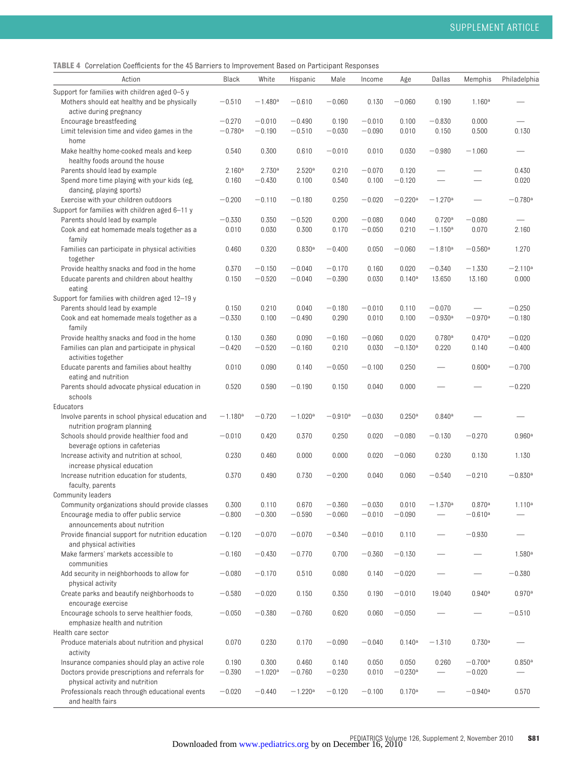**TABLE 4** Correlation Coefficients for the 45 Barriers to Improvement Based on Participant Responses

| Action | Black | White | Hispanic | Male | Income | Age | Dallas | Memphis | Philadelphia |
|---|---|---|---|---|---|---|---|---|---|
| Support for families with children aged 0–5 y | | | | | | | | | |
| Mothers should eat healthy and be physically active during pregnancy | −0.510 | −1.480[a] | −0.610 | −0.060 | 0.130 | −0.060 | 0.190 | 1.160[a] | — |
| Encourage breastfeeding | −0.270 | −0.010 | −0.490 | 0.190 | −0.010 | 0.100 | −0.830 | 0.000 | — |
| Limit television time and video games in the home | −0.780[a] | −0.190 | −0.510 | −0.030 | −0.090 | 0.010 | 0.150 | 0.500 | 0.130 |
| Make healthy home-cooked meals and keep healthy foods around the house | 0.540 | 0.300 | 0.610 | −0.010 | 0.010 | 0.030 | −0.980 | −1.060 | — |
| Parents should lead by example | 2.160[a] | 2.730[a] | 2.520[a] | 0.210 | −0.070 | 0.120 | — | — | 0.430 |
| Spend more time playing with your kids (eg, dancing, playing sports) | 0.160 | −0.430 | 0.100 | 0.540 | 0.100 | −0.120 | — | — | 0.020 |
| Exercise with your children outdoors | −0.200 | −0.110 | −0.180 | 0.250 | −0.020 | −0.220[a] | −1.270[a] | — | −0.780[a] |
| Support for families with children aged 6–11 y | | | | | | | | | |
| Parents should lead by example | −0.330 | 0.350 | −0.520 | 0.200 | −0.080 | 0.040 | 0.720[a] | −0.080 | — |
| Cook and eat homemade meals together as a family | 0.010 | 0.030 | 0.300 | 0.170 | −0.050 | 0.210 | −1.150[a] | 0.070 | 2.160 |
| Families can participate in physical activities together | 0.460 | 0.320 | 0.830[a] | −0.400 | 0.050 | −0.060 | −1.810[a] | −0.560[a] | 1.270 |
| Provide healthy snacks and food in the home | 0.370 | −0.150 | −0.040 | −0.170 | 0.160 | 0.020 | −0.340 | −1.330 | −2.110[a] |
| Educate parents and children about healthy eating | 0.150 | −0.520 | −0.040 | −0.390 | 0.030 | 0.140[a] | 13.650 | 13.160 | 0.000 |
| Support for families with children aged 12–19 y | | | | | | | | | |
| Parents should lead by example | 0.150 | 0.210 | 0.040 | −0.180 | −0.010 | 0.110 | −0.070 | — | −0.250 |
| Cook and eat homemade meals together as a family | −0.330 | 0.100 | −0.490 | 0.290 | 0.010 | 0.100 | −0.930[a] | −0.970[a] | −0.180 |
| Provide healthy snacks and food in the home | 0.130 | 0.360 | 0.090 | −0.160 | −0.060 | 0.020 | 0.780[a] | 0.470[a] | −0.020 |
| Families can plan and participate in physical activities together | −0.420 | −0.520 | −0.160 | 0.210 | 0.030 | −0.130[a] | 0.220 | 0.140 | −0.400 |
| Educate parents and families about healthy eating and nutrition | 0.010 | 0.090 | 0.140 | −0.050 | −0.100 | 0.250 | — | 0.600[a] | −0.700 |
| Parents should advocate physical education in schools | 0.520 | 0.590 | −0.190 | 0.150 | 0.040 | 0.000 | — | — | −0.220 |
| Educators | | | | | | | | | |
| Involve parents in school physical education and nutrition program planning | −1.180[a] | −0.720 | −1.020[a] | −0.910[a] | −0.030 | 0.250[a] | 0.840[a] | — | — |
| Schools should provide healthier food and beverage options in cafeterias | −0.010 | 0.420 | 0.370 | 0.250 | 0.020 | −0.080 | −0.130 | −0.270 | 0.960[a] |
| Increase activity and nutrition at school, increase physical education | 0.230 | 0.460 | 0.000 | 0.000 | 0.020 | −0.060 | 0.230 | 0.130 | 1.130 |
| Increase nutrition education for students, faculty, parents | 0.370 | 0.490 | 0.730 | −0.200 | 0.040 | 0.060 | −0.540 | −0.210 | −0.830[a] |
| Community leaders | | | | | | | | | |
| Community organizations should provide classes | 0.300 | 0.110 | 0.670 | −0.360 | −0.030 | 0.010 | −1.370[a] | 0.870[a] | 1.110[a] |
| Encourage media to offer public service announcements about nutrition | −0.800 | −0.300 | −0.590 | −0.060 | −0.010 | −0.090 | — | −0.610[a] | — |
| Provide financial support for nutrition education and physical activities | −0.120 | −0.070 | −0.070 | −0.340 | −0.010 | 0.110 | — | −0.930 | — |
| Make farmers' markets accessible to communities | −0.160 | −0.430 | −0.770 | 0.700 | −0.360 | −0.130 | — | — | 1.580[a] |
| Add security in neighborhoods to allow for physical activity | −0.080 | −0.170 | 0.510 | 0.080 | 0.140 | −0.020 | — | — | −0.380 |
| Create parks and beautify neighborhoods to encourage exercise | −0.580 | −0.020 | 0.150 | 0.350 | 0.190 | −0.010 | 19.040 | 0.940[a] | 0.970[a] |
| Encourage schools to serve healthier foods, emphasize health and nutrition | −0.050 | −0.380 | −0.760 | 0.620 | 0.060 | −0.050 | — | — | −0.510 |
| Health care sector | | | | | | | | | |
| Produce materials about nutrition and physical activity | 0.070 | 0.230 | 0.170 | −0.090 | −0.040 | 0.140[a] | −1.310 | 0.730[a] | — |
| Insurance companies should play an active role | 0.190 | 0.300 | 0.460 | 0.140 | 0.050 | 0.050 | 0.260 | −0.700[a] | 0.850[a] |
| Doctors provide prescriptions and referrals for physical activity and nutrition | −0.390 | −1.020[a] | −0.760 | −0.230 | 0.010 | −0.230[a] | — | −0.020 | — |
| Professionals reach through educational events and health fairs | −0.020 | −0.440 | −1.220[a] | −0.120 | −0.100 | 0.170[a] | — | −0.940[a] | 0.570 |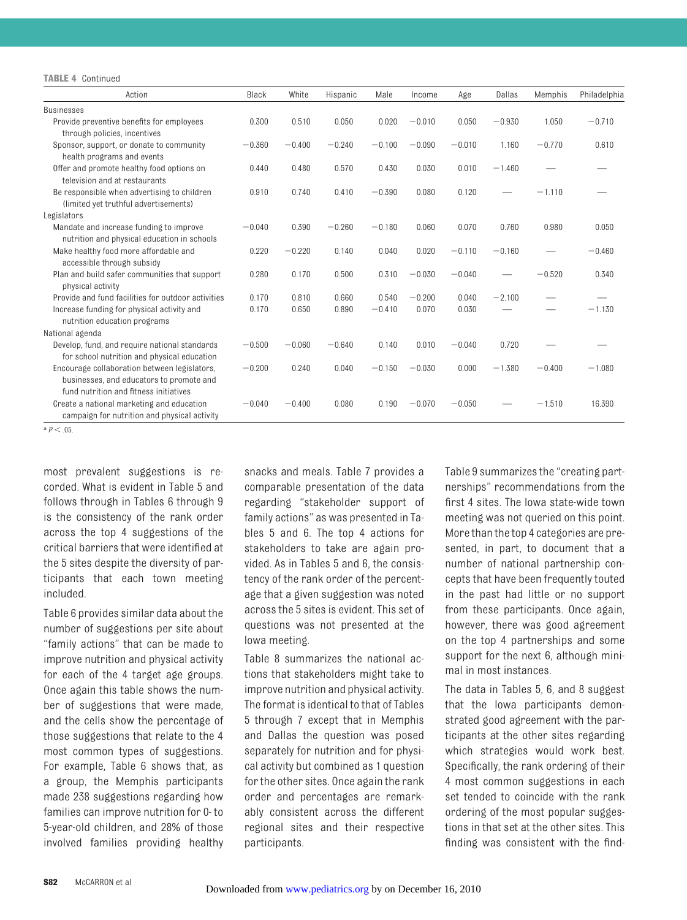**TABLE 4** Continued

| Action | Black | White | Hispanic | Male | Income | Age | Dallas | Memphis | Philadelphia |
|---|---|---|---|---|---|---|---|---|---|
| Businesses | | | | | | | | | |
| Provide preventive benefits for employees through policies, incentives | 0.300 | 0.510 | 0.050 | 0.020 | −0.010 | 0.050 | −0.930 | 1.050 | −0.710 |
| Sponsor, support, or donate to community health programs and events | −0.360 | −0.400 | −0.240 | −0.100 | −0.090 | −0.010 | 1.160 | −0.770 | 0.610 |
| Offer and promote healthy food options on television and at restaurants | 0.440 | 0.480 | 0.570 | 0.430 | 0.030 | 0.010 | −1.460 | — | — |
| Be responsible when advertising to children (limited yet truthful advertisements) | 0.910 | 0.740 | 0.410 | −0.390 | 0.080 | 0.120 | — | −1.110 | — |
| Legislators | | | | | | | | | |
| Mandate and increase funding to improve nutrition and physical education in schools | −0.040 | 0.390 | −0.260 | −0.180 | 0.060 | 0.070 | 0.760 | 0.980 | 0.050 |
| Make healthy food more affordable and accessible through subsidy | 0.220 | −0.220 | 0.140 | 0.040 | 0.020 | −0.110 | −0.160 | — | −0.460 |
| Plan and build safer communities that support physical activity | 0.280 | 0.170 | 0.500 | 0.310 | −0.030 | −0.040 | — | −0.520 | 0.340 |
| Provide and fund facilities for outdoor activities | 0.170 | 0.810 | 0.660 | 0.540 | −0.200 | 0.040 | −2.100 | — | — |
| Increase funding for physical activity and nutrition education programs | 0.170 | 0.650 | 0.890 | −0.410 | 0.070 | 0.030 | — | — | −1.130 |
| National agenda | | | | | | | | | |
| Develop, fund, and require national standards for school nutrition and physical education | −0.500 | −0.060 | −0.640 | 0.140 | 0.010 | −0.040 | 0.720 | — | — |
| Encourage collaboration between legislators, businesses, and educators to promote and fund nutrition and fitness initiatives | −0.200 | 0.240 | 0.040 | −0.150 | −0.030 | 0.000 | −1.380 | −0.400 | −1.080 |
| Create a national marketing and education campaign for nutrition and physical activity | −0.040 | −0.400 | 0.080 | 0.190 | −0.070 | −0.050 | — | −1.510 | 16.390 |

[a] $P < .05$.

most prevalent suggestions is recorded. What is evident in Table 5 and follows through in Tables 6 through 9 is the consistency of the rank order across the top 4 suggestions of the critical barriers that were identified at the 5 sites despite the diversity of participants that each town meeting included.

Table 6 provides similar data about the number of suggestions per site about "family actions" that can be made to improve nutrition and physical activity for each of the 4 target age groups. Once again this table shows the number of suggestions that were made, and the cells show the percentage of those suggestions that relate to the 4 most common types of suggestions. For example, Table 6 shows that, as a group, the Memphis participants made 238 suggestions regarding how families can improve nutrition for 0- to 5-year-old children, and 28% of those involved families providing healthy snacks and meals. Table 7 provides a comparable presentation of the data regarding "stakeholder support of family actions" as was presented in Tables 5 and 6. The top 4 actions for stakeholders to take are again provided. As in Tables 5 and 6, the consistency of the rank order of the percentage that a given suggestion was noted across the 5 sites is evident. This set of questions was not presented at the Iowa meeting.

Table 8 summarizes the national actions that stakeholders might take to improve nutrition and physical activity. The format is identical to that of Tables 5 through 7 except that in Memphis and Dallas the question was posed separately for nutrition and for physical activity but combined as 1 question for the other sites. Once again the rank order and percentages are remarkably consistent across the different regional sites and their respective participants.

Table 9 summarizes the "creating partnerships" recommendations from the first 4 sites. The Iowa state-wide town meeting was not queried on this point. More than the top 4 categories are presented, in part, to document that a number of national partnership concepts that have been frequently touted in the past had little or no support from these participants. Once again, however, there was good agreement on the top 4 partnerships and some support for the next 6, although minimal in most instances.

The data in Tables 5, 6, and 8 suggest that the Iowa participants demonstrated good agreement with the participants at the other sites regarding which strategies would work best. Specifically, the rank ordering of their 4 most common suggestions in each set tended to coincide with the rank ordering of the most popular suggestions in that set at the other sites. This finding was consistent with the find-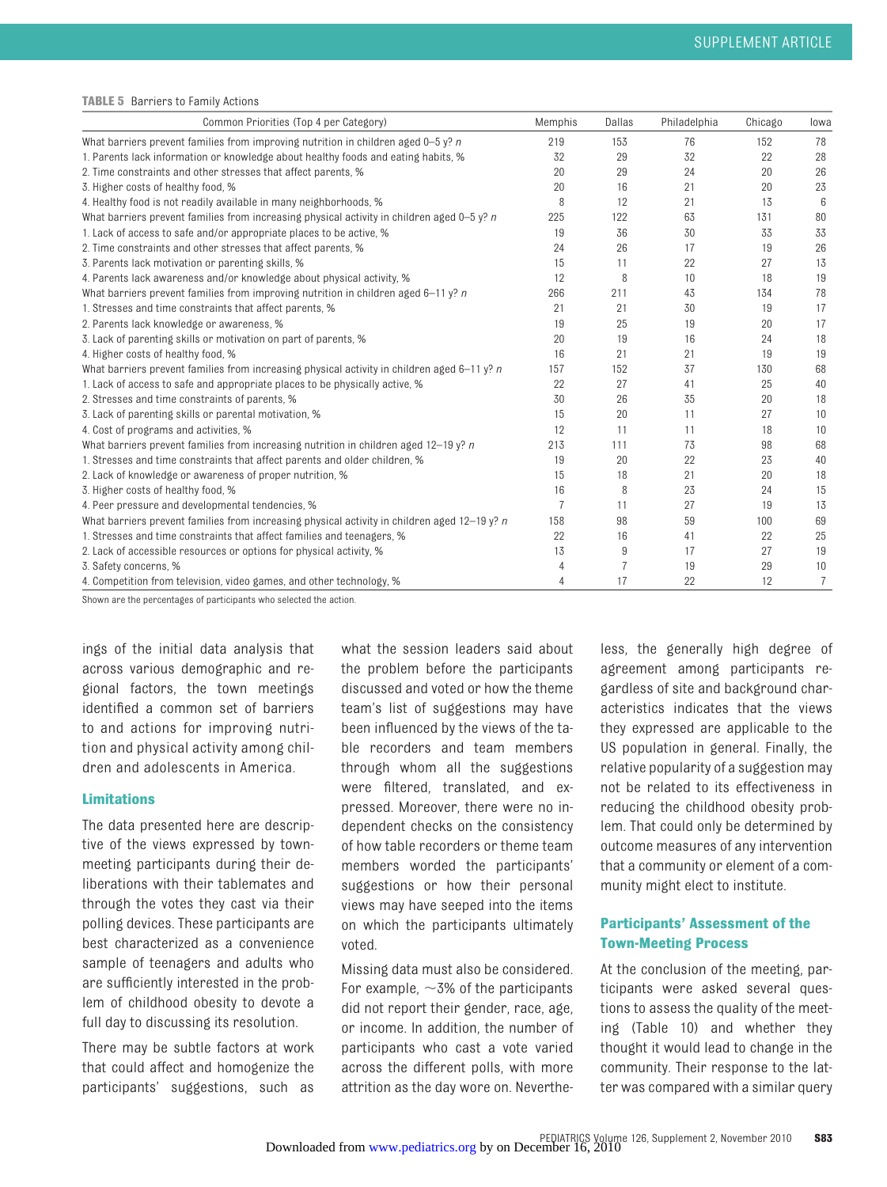**TABLE 5** Barriers to Family Actions

| Common Priorities (Top 4 per Category) | Memphis | Dallas | Philadelphia | Chicago | Iowa |
|---|---|---|---|---|---|
| What barriers prevent families from improving nutrition in children aged 0–5 y? *n* | 219 | 153 | 76 | 152 | 78 |
| 1. Parents lack information or knowledge about healthy foods and eating habits, % | 32 | 29 | 32 | 22 | 28 |
| 2. Time constraints and other stresses that affect parents, % | 20 | 29 | 24 | 20 | 26 |
| 3. Higher costs of healthy food, % | 20 | 16 | 21 | 20 | 23 |
| 4. Healthy food is not readily available in many neighborhoods, % | 8 | 12 | 21 | 13 | 6 |
| What barriers prevent families from increasing physical activity in children aged 0–5 y? *n* | 225 | 122 | 63 | 131 | 80 |
| 1. Lack of access to safe and/or appropriate places to be active, % | 19 | 36 | 30 | 33 | 33 |
| 2. Time constraints and other stresses that affect parents, % | 24 | 26 | 17 | 19 | 26 |
| 3. Parents lack motivation or parenting skills, % | 15 | 11 | 22 | 27 | 13 |
| 4. Parents lack awareness and/or knowledge about physical activity, % | 12 | 8 | 10 | 18 | 19 |
| What barriers prevent families from improving nutrition in children aged 6–11 y? *n* | 266 | 211 | 43 | 134 | 78 |
| 1. Stresses and time constraints that affect parents, % | 21 | 21 | 30 | 19 | 17 |
| 2. Parents lack knowledge or awareness, % | 19 | 25 | 19 | 20 | 17 |
| 3. Lack of parenting skills or motivation on part of parents, % | 20 | 19 | 16 | 24 | 18 |
| 4. Higher costs of healthy food, % | 16 | 21 | 21 | 19 | 19 |
| What barriers prevent families from increasing physical activity in children aged 6–11 y? *n* | 157 | 152 | 37 | 130 | 68 |
| 1. Lack of access to safe and appropriate places to be physically active, % | 22 | 27 | 41 | 25 | 40 |
| 2. Stresses and time constraints of parents, % | 30 | 26 | 35 | 20 | 18 |
| 3. Lack of parenting skills or parental motivation, % | 15 | 20 | 11 | 27 | 10 |
| 4. Cost of programs and activities, % | 12 | 11 | 11 | 18 | 10 |
| What barriers prevent families from increasing nutrition in children aged 12–19 y? *n* | 213 | 111 | 73 | 98 | 68 |
| 1. Stresses and time constraints that affect parents and older children, % | 19 | 20 | 22 | 23 | 40 |
| 2. Lack of knowledge or awareness of proper nutrition, % | 15 | 18 | 21 | 20 | 18 |
| 3. Higher costs of healthy food, % | 16 | 8 | 23 | 24 | 15 |
| 4. Peer pressure and developmental tendencies, % | 7 | 11 | 27 | 19 | 13 |
| What barriers prevent families from increasing physical activity in children aged 12–19 y? *n* | 158 | 98 | 59 | 100 | 69 |
| 1. Stresses and time constraints that affect families and teenagers, % | 22 | 16 | 41 | 22 | 25 |
| 2. Lack of accessible resources or options for physical activity, % | 13 | 9 | 17 | 27 | 19 |
| 3. Safety concerns, % | 4 | 7 | 19 | 29 | 10 |
| 4. Competition from television, video games, and other technology, % | 4 | 17 | 22 | 12 | 7 |

Shown are the percentages of participants who selected the action.

ings of the initial data analysis that across various demographic and regional factors, the town meetings identified a common set of barriers to and actions for improving nutrition and physical activity among children and adolescents in America.

## Limitations

The data presented here are descriptive of the views expressed by town-meeting participants during their deliberations with their tablemates and through the votes they cast via their polling devices. These participants are best characterized as a convenience sample of teenagers and adults who are sufficiently interested in the problem of childhood obesity to devote a full day to discussing its resolution.

There may be subtle factors at work that could affect and homogenize the participants' suggestions, such as what the session leaders said about the problem before the participants discussed and voted or how the theme team's list of suggestions may have been influenced by the views of the table recorders and team members through whom all the suggestions were filtered, translated, and expressed. Moreover, there were no independent checks on the consistency of how table recorders or theme team members worded the participants' suggestions or how their personal views may have seeped into the items on which the participants ultimately voted.

Missing data must also be considered. For example, ~3% of the participants did not report their gender, race, age, or income. In addition, the number of participants who cast a vote varied across the different polls, with more attrition as the day wore on. Nevertheless, the generally high degree of agreement among participants regardless of site and background characteristics indicates that the views they expressed are applicable to the US population in general. Finally, the relative popularity of a suggestion may not be related to its effectiveness in reducing the childhood obesity problem. That could only be determined by outcome measures of any intervention that a community or element of a community might elect to institute.

## Participants' Assessment of the Town-Meeting Process

At the conclusion of the meeting, participants were asked several questions to assess the quality of the meeting (Table 10) and whether they thought it would lead to change in the community. Their response to the latter was compared with a similar query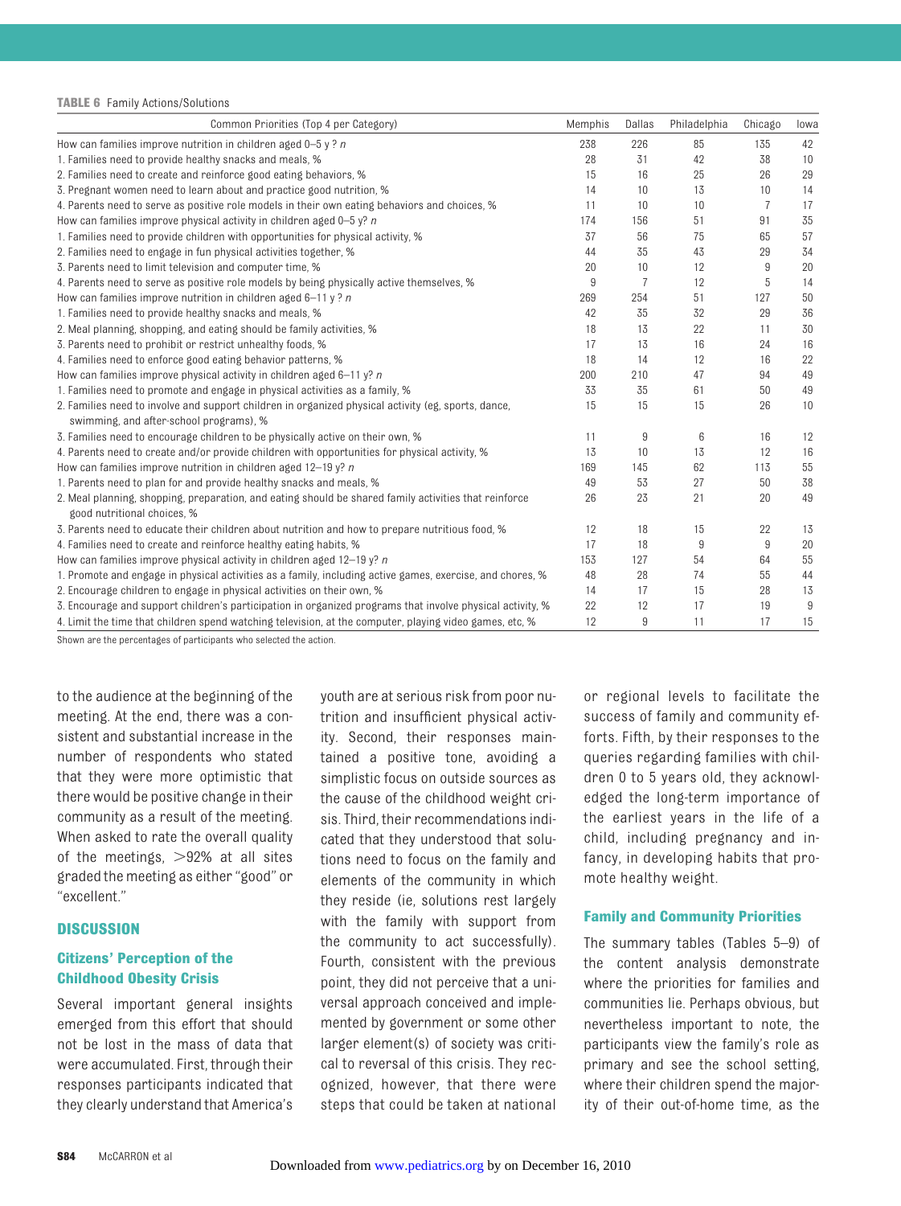**TABLE 6** Family Actions/Solutions

| Common Priorities (Top 4 per Category) | Memphis | Dallas | Philadelphia | Chicago | Iowa |
|---|---|---|---|---|---|
| How can families improve nutrition in children aged 0–5 y ? *n* | 238 | 226 | 85 | 135 | 42 |
| 1. Families need to provide healthy snacks and meals, % | 28 | 31 | 42 | 38 | 10 |
| 2. Families need to create and reinforce good eating behaviors, % | 15 | 16 | 25 | 26 | 29 |
| 3. Pregnant women need to learn about and practice good nutrition, % | 14 | 10 | 13 | 10 | 14 |
| 4. Parents need to serve as positive role models in their own eating behaviors and choices, % | 11 | 10 | 10 | 7 | 17 |
| How can families improve physical activity in children aged 0–5 y? *n* | 174 | 156 | 51 | 91 | 35 |
| 1. Families need to provide children with opportunities for physical activity, % | 37 | 56 | 75 | 65 | 57 |
| 2. Families need to engage in fun physical activities together, % | 44 | 35 | 43 | 29 | 34 |
| 3. Parents need to limit television and computer time, % | 20 | 10 | 12 | 9 | 20 |
| 4. Parents need to serve as positive role models by being physically active themselves, % | 9 | 7 | 12 | 5 | 14 |
| How can families improve nutrition in children aged 6–11 y ? *n* | 269 | 254 | 51 | 127 | 50 |
| 1. Families need to provide healthy snacks and meals, % | 42 | 35 | 32 | 29 | 36 |
| 2. Meal planning, shopping, and eating should be family activities, % | 18 | 13 | 22 | 11 | 30 |
| 3. Parents need to prohibit or restrict unhealthy foods, % | 17 | 13 | 16 | 24 | 16 |
| 4. Families need to enforce good eating behavior patterns, % | 18 | 14 | 12 | 16 | 22 |
| How can families improve physical activity in children aged 6–11 y? *n* | 200 | 210 | 47 | 94 | 49 |
| 1. Families need to promote and engage in physical activities as a family, % | 33 | 35 | 61 | 50 | 49 |
| 2. Families need to involve and support children in organized physical activity (eg, sports, dance, swimming, and after-school programs), % | 15 | 15 | 15 | 26 | 10 |
| 3. Families need to encourage children to be physically active on their own, % | 11 | 9 | 6 | 16 | 12 |
| 4. Parents need to create and/or provide children with opportunities for physical activity, % | 13 | 10 | 13 | 12 | 16 |
| How can families improve nutrition in children aged 12–19 y? *n* | 169 | 145 | 62 | 113 | 55 |
| 1. Parents need to plan for and provide healthy snacks and meals, % | 49 | 53 | 27 | 50 | 38 |
| 2. Meal planning, shopping, preparation, and eating should be shared family activities that reinforce good nutritional choices, % | 26 | 23 | 21 | 20 | 49 |
| 3. Parents need to educate their children about nutrition and how to prepare nutritious food, % | 12 | 18 | 15 | 22 | 13 |
| 4. Families need to create and reinforce healthy eating habits, % | 17 | 18 | 9 | 9 | 20 |
| How can families improve physical activity in children aged 12–19 y? *n* | 153 | 127 | 54 | 64 | 55 |
| 1. Promote and engage in physical activities as a family, including active games, exercise, and chores, % | 48 | 28 | 74 | 55 | 44 |
| 2. Encourage children to engage in physical activities on their own, % | 14 | 17 | 15 | 28 | 13 |
| 3. Encourage and support children's participation in organized programs that involve physical activity, % | 22 | 12 | 17 | 19 | 9 |
| 4. Limit the time that children spend watching television, at the computer, playing video games, etc, % | 12 | 9 | 11 | 17 | 15 |

Shown are the percentages of participants who selected the action.

to the audience at the beginning of the meeting. At the end, there was a consistent and substantial increase in the number of respondents who stated that they were more optimistic that there would be positive change in their community as a result of the meeting. When asked to rate the overall quality of the meetings, >92% at all sites graded the meeting as either "good" or "excellent."

## DISCUSSION

### Citizens' Perception of the Childhood Obesity Crisis

Several important general insights emerged from this effort that should not be lost in the mass of data that were accumulated. First, through their responses participants indicated that they clearly understand that America's youth are at serious risk from poor nutrition and insufficient physical activity. Second, their responses maintained a positive tone, avoiding a simplistic focus on outside sources as the cause of the childhood weight crisis. Third, their recommendations indicated that they understood that solutions need to focus on the family and elements of the community in which they reside (ie, solutions rest largely with the family with support from the community to act successfully). Fourth, consistent with the previous point, they did not perceive that a universal approach conceived and implemented by government or some other larger element(s) of society was critical to reversal of this crisis. They recognized, however, that there were steps that could be taken at national or regional levels to facilitate the success of family and community efforts. Fifth, by their responses to the queries regarding families with children 0 to 5 years old, they acknowledged the long-term importance of the earliest years in the life of a child, including pregnancy and infancy, in developing habits that promote healthy weight.

### Family and Community Priorities

The summary tables (Tables 5–9) of the content analysis demonstrate where the priorities for families and communities lie. Perhaps obvious, but nevertheless important to note, the participants view the family's role as primary and see the school setting, where their children spend the majority of their out-of-home time, as the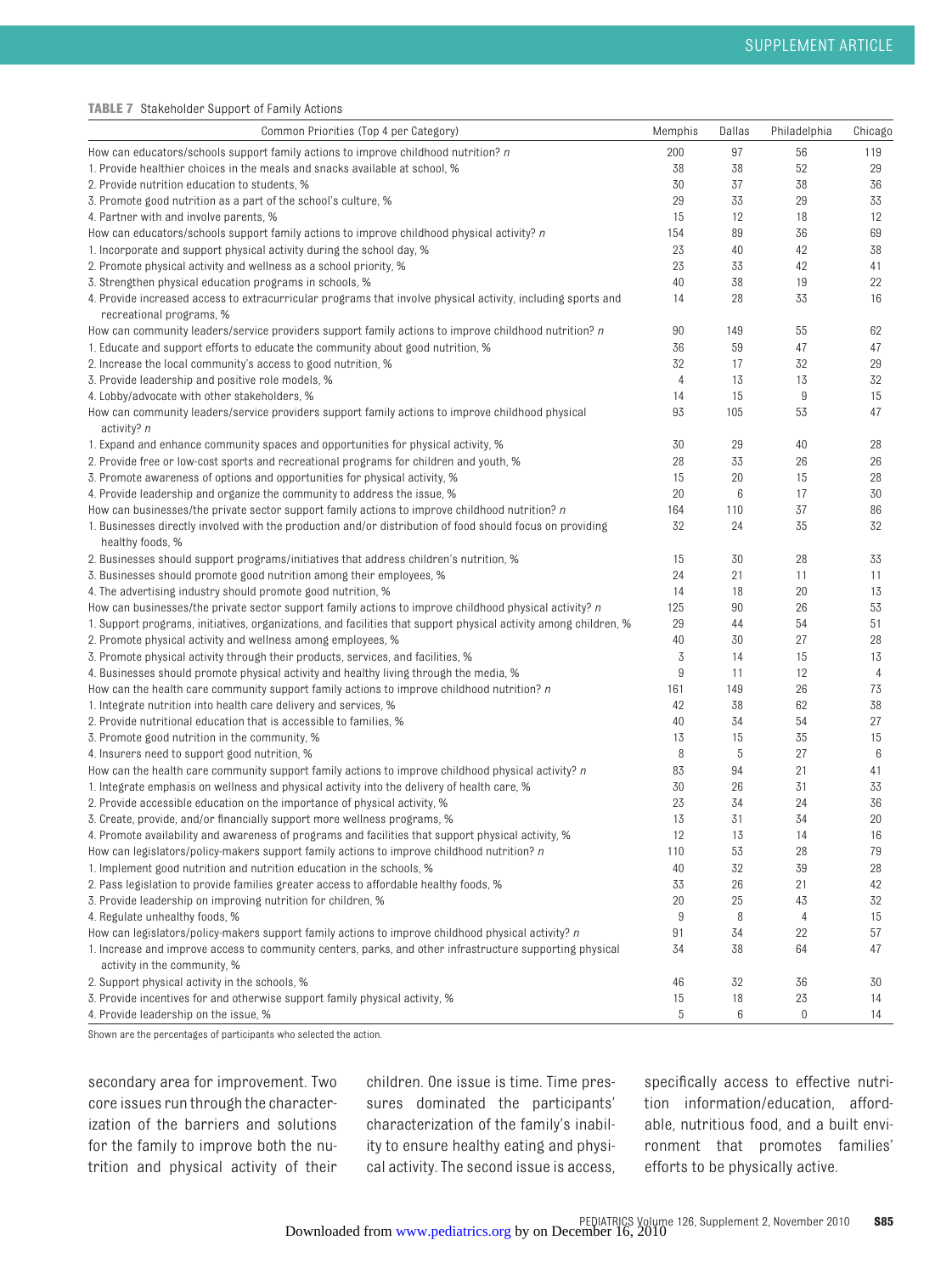**TABLE 7** Stakeholder Support of Family Actions

| Common Priorities (Top 4 per Category) | Memphis | Dallas | Philadelphia | Chicago |
|---|---|---|---|---|
| How can educators/schools support family actions to improve childhood nutrition? *n* | 200 | 97 | 56 | 119 |
| 1. Provide healthier choices in the meals and snacks available at school, % | 38 | 38 | 52 | 29 |
| 2. Provide nutrition education to students, % | 30 | 37 | 38 | 36 |
| 3. Promote good nutrition as a part of the school's culture, % | 29 | 33 | 29 | 33 |
| 4. Partner with and involve parents, % | 15 | 12 | 18 | 12 |
| How can educators/schools support family actions to improve childhood physical activity? *n* | 154 | 89 | 36 | 69 |
| 1. Incorporate and support physical activity during the school day, % | 23 | 40 | 42 | 38 |
| 2. Promote physical activity and wellness as a school priority, % | 23 | 33 | 42 | 41 |
| 3. Strengthen physical education programs in schools, % | 40 | 38 | 19 | 22 |
| 4. Provide increased access to extracurricular programs that involve physical activity, including sports and recreational programs, % | 14 | 28 | 33 | 16 |
| How can community leaders/service providers support family actions to improve childhood nutrition? *n* | 90 | 149 | 55 | 62 |
| 1. Educate and support efforts to educate the community about good nutrition, % | 36 | 59 | 47 | 47 |
| 2. Increase the local community's access to good nutrition, % | 32 | 17 | 32 | 29 |
| 3. Provide leadership and positive role models, % | 4 | 13 | 13 | 32 |
| 4. Lobby/advocate with other stakeholders, % | 14 | 15 | 9 | 15 |
| How can community leaders/service providers support family actions to improve childhood physical activity? *n* | 93 | 105 | 53 | 47 |
| 1. Expand and enhance community spaces and opportunities for physical activity, % | 30 | 29 | 40 | 28 |
| 2. Provide free or low-cost sports and recreational programs for children and youth, % | 28 | 33 | 26 | 26 |
| 3. Promote awareness of options and opportunities for physical activity, % | 15 | 20 | 15 | 28 |
| 4. Provide leadership and organize the community to address the issue, % | 20 | 6 | 17 | 30 |
| How can businesses/the private sector support family actions to improve childhood nutrition? *n* | 164 | 110 | 37 | 86 |
| 1. Businesses directly involved with the production and/or distribution of food should focus on providing healthy foods, % | 32 | 24 | 35 | 32 |
| 2. Businesses should support programs/initiatives that address children's nutrition, % | 15 | 30 | 28 | 33 |
| 3. Businesses should promote good nutrition among their employees, % | 24 | 21 | 11 | 11 |
| 4. The advertising industry should promote good nutrition, % | 14 | 18 | 20 | 13 |
| How can businesses/the private sector support family actions to improve childhood physical activity? *n* | 125 | 90 | 26 | 53 |
| 1. Support programs, initiatives, organizations, and facilities that support physical activity among children, % | 29 | 44 | 54 | 51 |
| 2. Promote physical activity and wellness among employees, % | 40 | 30 | 27 | 28 |
| 3. Promote physical activity through their products, services, and facilities, % | 3 | 14 | 15 | 13 |
| 4. Businesses should promote physical activity and healthy living through the media, % | 9 | 11 | 12 | 4 |
| How can the health care community support family actions to improve childhood nutrition? *n* | 161 | 149 | 26 | 73 |
| 1. Integrate nutrition into health care delivery and services, % | 42 | 38 | 62 | 38 |
| 2. Provide nutritional education that is accessible to families, % | 40 | 34 | 54 | 27 |
| 3. Promote good nutrition in the community, % | 13 | 15 | 35 | 15 |
| 4. Insurers need to support good nutrition, % | 8 | 5 | 27 | 6 |
| How can the health care community support family actions to improve childhood physical activity? *n* | 83 | 94 | 21 | 41 |
| 1. Integrate emphasis on wellness and physical activity into the delivery of health care, % | 30 | 26 | 31 | 33 |
| 2. Provide accessible education on the importance of physical activity, % | 23 | 34 | 24 | 36 |
| 3. Create, provide, and/or financially support more wellness programs, % | 13 | 31 | 34 | 20 |
| 4. Promote availability and awareness of programs and facilities that support physical activity, % | 12 | 13 | 14 | 16 |
| How can legislators/policy-makers support family actions to improve childhood nutrition? *n* | 110 | 53 | 28 | 79 |
| 1. Implement good nutrition and nutrition education in the schools, % | 40 | 32 | 39 | 28 |
| 2. Pass legislation to provide families greater access to affordable healthy foods, % | 33 | 26 | 21 | 42 |
| 3. Provide leadership on improving nutrition for children, % | 20 | 25 | 43 | 32 |
| 4. Regulate unhealthy foods, % | 9 | 8 | 4 | 15 |
| How can legislators/policy-makers support family actions to improve childhood physical activity? *n* | 91 | 34 | 22 | 57 |
| 1. Increase and improve access to community centers, parks, and other infrastructure supporting physical activity in the community, % | 34 | 38 | 64 | 47 |
| 2. Support physical activity in the schools, % | 46 | 32 | 36 | 30 |
| 3. Provide incentives for and otherwise support family physical activity, % | 15 | 18 | 23 | 14 |
| 4. Provide leadership on the issue, % | 5 | 6 | 0 | 14 |

Shown are the percentages of participants who selected the action.

secondary area for improvement. Two core issues run through the characterization of the barriers and solutions for the family to improve both the nutrition and physical activity of their children. One issue is time. Time pressures dominated the participants' characterization of the family's inability to ensure healthy eating and physical activity. The second issue is access, specifically access to effective nutrition information/education, affordable, nutritious food, and a built environment that promotes families' efforts to be physically active.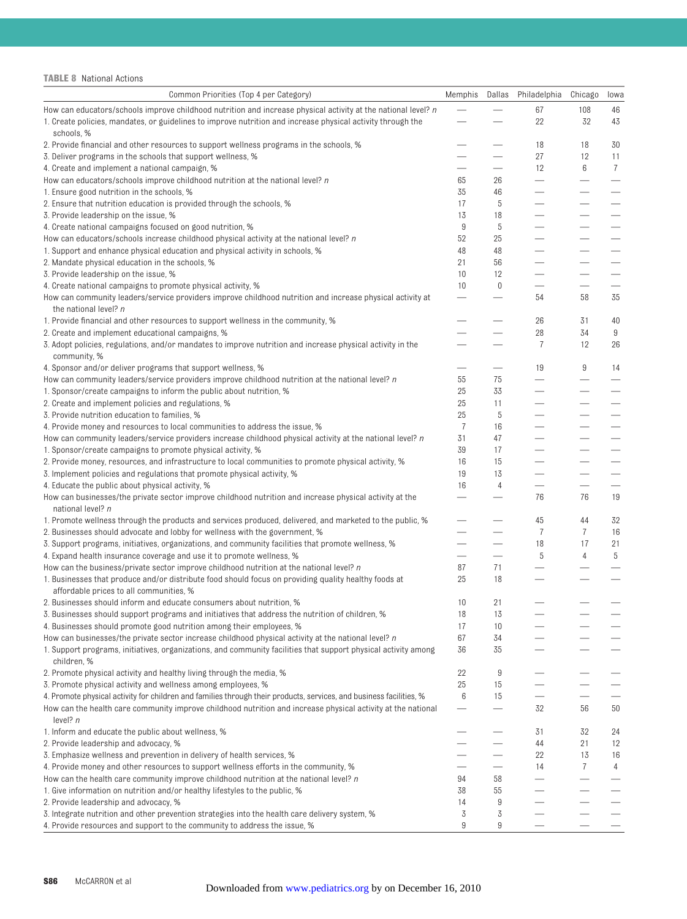**TABLE 8** National Actions

| Common Priorities (Top 4 per Category) | Memphis | Dallas | Philadelphia | Chicago | Iowa |
|---|---|---|---|---|---|
| How can educators/schools improve childhood nutrition and increase physical activity at the national level? *n* | — | — | 67 | 108 | 46 |
| 1. Create policies, mandates, or guidelines to improve nutrition and increase physical activity through the schools, % | — | — | 22 | 32 | 43 |
| 2. Provide financial and other resources to support wellness programs in the schools, % | — | — | 18 | 18 | 30 |
| 3. Deliver programs in the schools that support wellness, % | — | — | 27 | 12 | 11 |
| 4. Create and implement a national campaign, % | — | — | 12 | 6 | 7 |
| How can educators/schools improve childhood nutrition at the national level? *n* | 65 | 26 | — | — | — |
| 1. Ensure good nutrition in the schools, % | 35 | 46 | — | — | — |
| 2. Ensure that nutrition education is provided through the schools, % | 17 | 5 | — | — | — |
| 3. Provide leadership on the issue, % | 13 | 18 | — | — | — |
| 4. Create national campaigns focused on good nutrition, % | 9 | 5 | — | — | — |
| How can educators/schools increase childhood physical activity at the national level? *n* | 52 | 25 | — | — | — |
| 1. Support and enhance physical education and physical activity in schools, % | 48 | 48 | — | — | — |
| 2. Mandate physical education in the schools, % | 21 | 56 | — | — | — |
| 3. Provide leadership on the issue, % | 10 | 12 | — | — | — |
| 4. Create national campaigns to promote physical activity, % | 10 | 0 | — | — | — |
| How can community leaders/service providers improve childhood nutrition and increase physical activity at the national level? *n* | — | — | 54 | 58 | 35 |
| 1. Provide financial and other resources to support wellness in the community, % | — | — | 26 | 31 | 40 |
| 2. Create and implement educational campaigns, % | — | — | 28 | 34 | 9 |
| 3. Adopt policies, regulations, and/or mandates to improve nutrition and increase physical activity in the community, % | — | — | 7 | 12 | 26 |
| 4. Sponsor and/or deliver programs that support wellness, % | — | — | 19 | 9 | 14 |
| How can community leaders/service providers improve childhood nutrition at the national level? *n* | 55 | 75 | — | — | — |
| 1. Sponsor/create campaigns to inform the public about nutrition, % | 25 | 33 | — | — | — |
| 2. Create and implement policies and regulations, % | 25 | 11 | — | — | — |
| 3. Provide nutrition education to families, % | 25 | 5 | — | — | — |
| 4. Provide money and resources to local communities to address the issue, % | 7 | 16 | — | — | — |
| How can community leaders/service providers increase childhood physical activity at the national level? *n* | 31 | 47 | — | — | — |
| 1. Sponsor/create campaigns to promote physical activity, % | 39 | 17 | — | — | — |
| 2. Provide money, resources, and infrastructure to local communities to promote physical activity, % | 16 | 15 | — | — | — |
| 3. Implement policies and regulations that promote physical activity, % | 19 | 13 | — | — | — |
| 4. Educate the public about physical activity, % | 16 | 4 | — | — | — |
| How can businesses/the private sector improve childhood nutrition and increase physical activity at the national level? *n* | — | — | 76 | 76 | 19 |
| 1. Promote wellness through the products and services produced, delivered, and marketed to the public, % | — | — | 45 | 44 | 32 |
| 2. Businesses should advocate and lobby for wellness with the government, % | — | — | 7 | 7 | 16 |
| 3. Support programs, initiatives, organizations, and community facilities that promote wellness, % | — | — | 18 | 17 | 21 |
| 4. Expand health insurance coverage and use it to promote wellness, % | — | — | 5 | 4 | 5 |
| How can the business/private sector improve childhood nutrition at the national level? *n* | 87 | 71 | — | — | — |
| 1. Businesses that produce and/or distribute food should focus on providing quality healthy foods at affordable prices to all communities, % | 25 | 18 | — | — | — |
| 2. Businesses should inform and educate consumers about nutrition, % | 10 | 21 | — | — | — |
| 3. Businesses should support programs and initiatives that address the nutrition of children, % | 18 | 13 | — | — | — |
| 4. Businesses should promote good nutrition among their employees, % | 17 | 10 | — | — | — |
| How can businesses/the private sector increase childhood physical activity at the national level? *n* | 67 | 34 | — | — | — |
| 1. Support programs, initiatives, organizations, and community facilities that support physical activity among children, % | 36 | 35 | — | — | — |
| 2. Promote physical activity and healthy living through the media, % | 22 | 9 | — | — | — |
| 3. Promote physical activity and wellness among employees, % | 25 | 15 | — | — | — |
| 4. Promote physical activity for children and families through their products, services, and business facilities, % | 6 | 15 | — | — | — |
| How can the health care community improve childhood nutrition and increase physical activity at the national level? *n* | — | — | 32 | 56 | 50 |
| 1. Inform and educate the public about wellness, % | — | — | 31 | 32 | 24 |
| 2. Provide leadership and advocacy, % | — | — | 44 | 21 | 12 |
| 3. Emphasize wellness and prevention in delivery of health services, % | — | — | 22 | 13 | 16 |
| 4. Provide money and other resources to support wellness efforts in the community, % | — | — | 14 | 7 | 4 |
| How can the health care community improve childhood nutrition at the national level? *n* | 94 | 58 | — | — | — |
| 1. Give information on nutrition and/or healthy lifestyles to the public, % | 38 | 55 | — | — | — |
| 2. Provide leadership and advocacy, % | 14 | 9 | — | — | — |
| 3. Integrate nutrition and other prevention strategies into the health care delivery system, % | 3 | 3 | — | — | — |
| 4. Provide resources and support to the community to address the issue, % | 9 | 9 | — | — | — |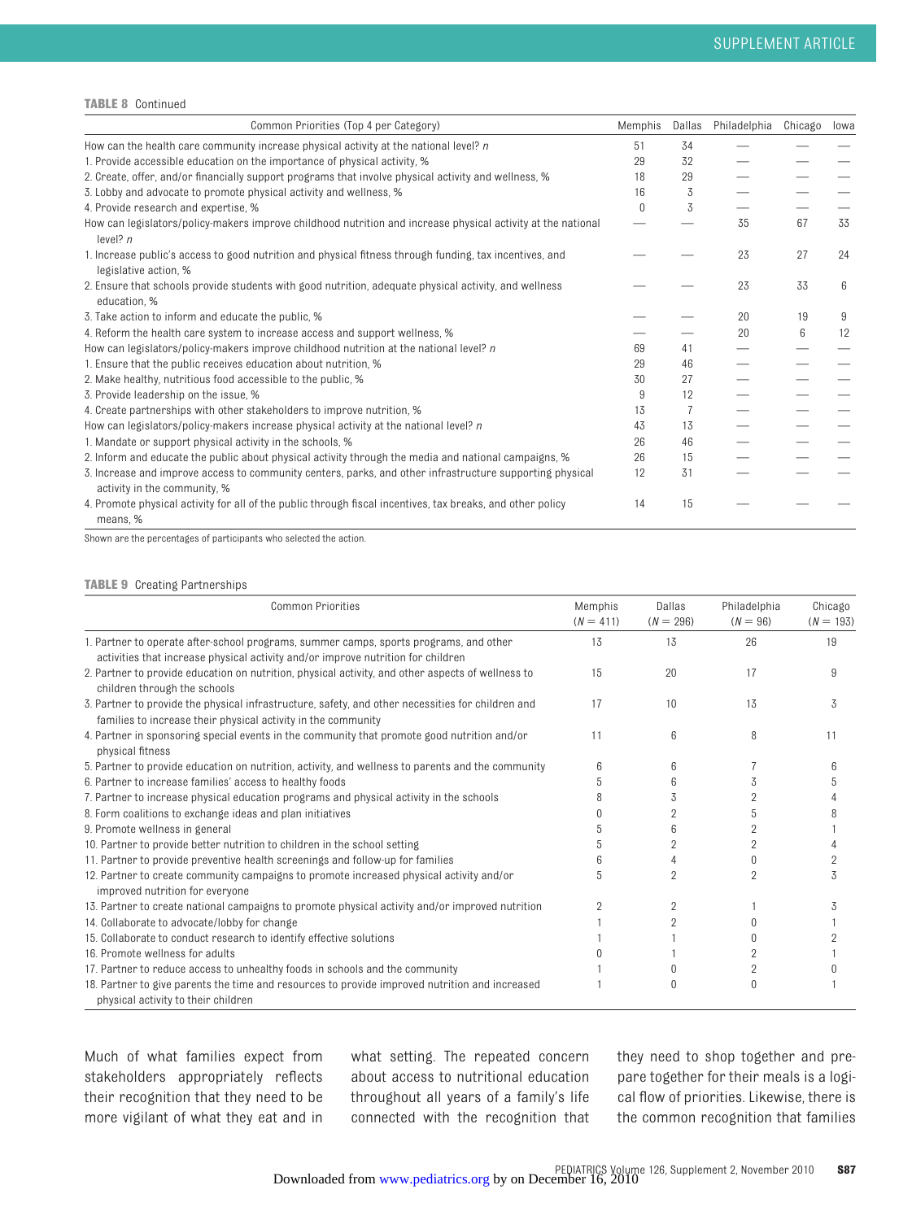**TABLE 8** Continued

| Common Priorities (Top 4 per Category) | Memphis | Dallas | Philadelphia | Chicago | Iowa |
|---|---|---|---|---|---|
| How can the health care community increase physical activity at the national level? *n* | 51 | 34 | — | — | — |
| 1. Provide accessible education on the importance of physical activity, % | 29 | 32 | — | — | — |
| 2. Create, offer, and/or financially support programs that involve physical activity and wellness, % | 18 | 29 | — | — | — |
| 3. Lobby and advocate to promote physical activity and wellness, % | 16 | 3 | — | — | — |
| 4. Provide research and expertise, % | 0 | 3 | — | — | — |
| How can legislators/policy-makers improve childhood nutrition and increase physical activity at the national level? *n* | — | — | 35 | 67 | 33 |
| 1. Increase public's access to good nutrition and physical fitness through funding, tax incentives, and legislative action, % | — | — | 23 | 27 | 24 |
| 2. Ensure that schools provide students with good nutrition, adequate physical activity, and wellness education, % | — | — | 23 | 33 | 6 |
| 3. Take action to inform and educate the public, % | — | — | 20 | 19 | 9 |
| 4. Reform the health care system to increase access and support wellness, % | — | — | 20 | 6 | 12 |
| How can legislators/policy-makers improve childhood nutrition at the national level? *n* | 69 | 41 | — | — | — |
| 1. Ensure that the public receives education about nutrition, % | 29 | 46 | — | — | — |
| 2. Make healthy, nutritious food accessible to the public, % | 30 | 27 | — | — | — |
| 3. Provide leadership on the issue, % | 9 | 12 | — | — | — |
| 4. Create partnerships with other stakeholders to improve nutrition, % | 13 | 7 | — | — | — |
| How can legislators/policy-makers increase physical activity at the national level? *n* | 43 | 13 | — | — | — |
| 1. Mandate or support physical activity in the schools, % | 26 | 46 | — | — | — |
| 2. Inform and educate the public about physical activity through the media and national campaigns, % | 26 | 15 | — | — | — |
| 3. Increase and improve access to community centers, parks, and other infrastructure supporting physical activity in the community, % | 12 | 31 | — | — | — |
| 4. Promote physical activity for all of the public through fiscal incentives, tax breaks, and other policy means, % | 14 | 15 | — | — | — |

Shown are the percentages of participants who selected the action.

**TABLE 9** Creating Partnerships

| Common Priorities | Memphis ($N = 411$) | Dallas ($N = 296$) | Philadelphia ($N = 96$) | Chicago ($N = 193$) |
|---|---|---|---|---|
| 1. Partner to operate after-school programs, summer camps, sports programs, and other activities that increase physical activity and/or improve nutrition for children | 13 | 13 | 26 | 19 |
| 2. Partner to provide education on nutrition, physical activity, and other aspects of wellness to children through the schools | 15 | 20 | 17 | 9 |
| 3. Partner to provide the physical infrastructure, safety, and other necessities for children and families to increase their physical activity in the community | 17 | 10 | 13 | 3 |
| 4. Partner in sponsoring special events in the community that promote good nutrition and/or physical fitness | 11 | 6 | 8 | 11 |
| 5. Partner to provide education on nutrition, activity, and wellness to parents and the community | 6 | 6 | 7 | 6 |
| 6. Partner to increase families' access to healthy foods | 5 | 6 | 3 | 5 |
| 7. Partner to increase physical education programs and physical activity in the schools | 8 | 3 | 2 | 4 |
| 8. Form coalitions to exchange ideas and plan initiatives | 0 | 2 | 5 | 8 |
| 9. Promote wellness in general | 5 | 6 | 2 | 1 |
| 10. Partner to provide better nutrition to children in the school setting | 5 | 2 | 2 | 4 |
| 11. Partner to provide preventive health screenings and follow-up for families | 6 | 4 | 0 | 2 |
| 12. Partner to create community campaigns to promote increased physical activity and/or improved nutrition for everyone | 5 | 2 | 2 | 3 |
| 13. Partner to create national campaigns to promote physical activity and/or improved nutrition | 2 | 2 | 1 | 3 |
| 14. Collaborate to advocate/lobby for change | 1 | 2 | 0 | 1 |
| 15. Collaborate to conduct research to identify effective solutions | 1 | 1 | 0 | 2 |
| 16. Promote wellness for adults | 0 | 1 | 2 | 1 |
| 17. Partner to reduce access to unhealthy foods in schools and the community | 1 | 0 | 2 | 0 |
| 18. Partner to give parents the time and resources to provide improved nutrition and increased physical activity to their children | 1 | 0 | 0 | 1 |

Much of what families expect from stakeholders appropriately reflects their recognition that they need to be more vigilant of what they eat and in what setting. The repeated concern about access to nutritional education throughout all years of a family's life connected with the recognition that they need to shop together and prepare together for their meals is a logical flow of priorities. Likewise, there is the common recognition that families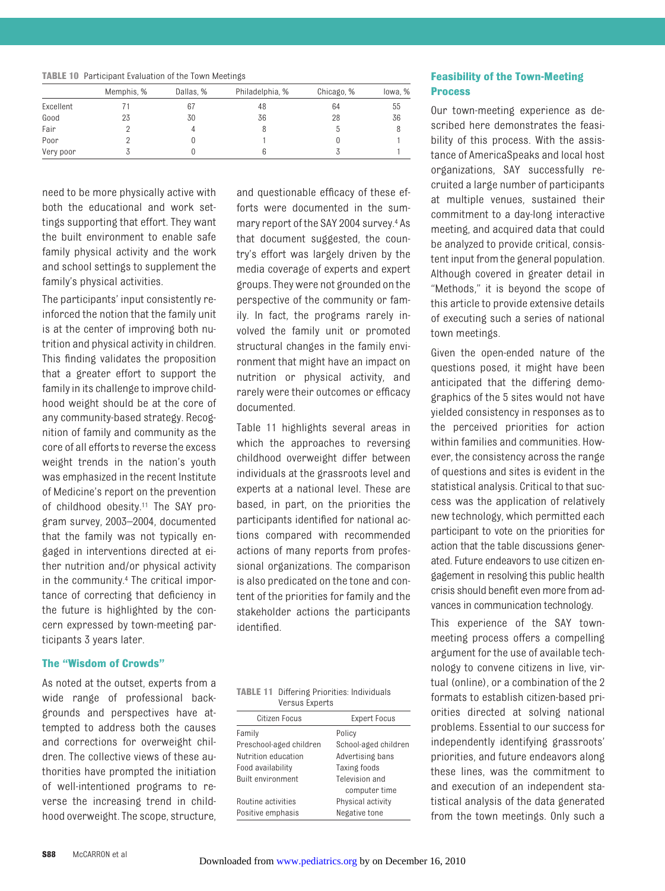**TABLE 10** Participant Evaluation of the Town Meetings

| | Memphis, % | Dallas, % | Philadelphia, % | Chicago, % | Iowa, % |
|---|---|---|---|---|---|
| Excellent | 71 | 67 | 48 | 64 | 55 |
| Good | 23 | 30 | 36 | 28 | 36 |
| Fair | 2 | 4 | 8 | 5 | 8 |
| Poor | 2 | 0 | 1 | 0 | 1 |
| Very poor | 3 | 0 | 6 | 3 | 1 |

need to be more physically active with both the educational and work settings supporting that effort. They want the built environment to enable safe family physical activity and the work and school settings to supplement the family's physical activities.

The participants' input consistently reinforced the notion that the family unit is at the center of improving both nutrition and physical activity in children. This finding validates the proposition that a greater effort to support the family in its challenge to improve childhood weight should be at the core of any community-based strategy. Recognition of family and community as the core of all efforts to reverse the excess weight trends in the nation's youth was emphasized in the recent Institute of Medicine's report on the prevention of childhood obesity.[11] The SAY program survey, 2003–2004, documented that the family was not typically engaged in interventions directed at either nutrition and/or physical activity in the community.[4] The critical importance of correcting that deficiency in the future is highlighted by the concern expressed by town-meeting participants 3 years later.

## The "Wisdom of Crowds"

As noted at the outset, experts from a wide range of professional backgrounds and perspectives have attempted to address both the causes and corrections for overweight children. The collective views of these authorities have prompted the initiation of well-intentioned programs to reverse the increasing trend in childhood overweight. The scope, structure, and questionable efficacy of these efforts were documented in the summary report of the SAY 2004 survey.[4] As that document suggested, the country's effort was largely driven by the media coverage of experts and expert groups. They were not grounded on the perspective of the community or family. In fact, the programs rarely involved the family unit or promoted structural changes in the family environment that might have an impact on nutrition or physical activity, and rarely were their outcomes or efficacy documented.

Table 11 highlights several areas in which the approaches to reversing childhood overweight differ between individuals at the grassroots level and experts at a national level. These are based, in part, on the priorities the participants identified for national actions compared with recommended actions of many reports from professional organizations. The comparison is also predicated on the tone and content of the priorities for family and the stakeholder actions the participants identified.

**TABLE 11** Differing Priorities: Individuals Versus Experts

| Citizen Focus | Expert Focus |
|---|---|
| Family | Policy |
| Preschool-aged children | School-aged children |
| Nutrition education | Advertising bans |
| Food availability | Taxing foods |
| Built environment | Television and computer time |
| Routine activities | Physical activity |
| Positive emphasis | Negative tone |

## Feasibility of the Town-Meeting Process

Our town-meeting experience as described here demonstrates the feasibility of this process. With the assistance of AmericaSpeaks and local host organizations, SAY successfully recruited a large number of participants at multiple venues, sustained their commitment to a day-long interactive meeting, and acquired data that could be analyzed to provide critical, consistent input from the general population. Although covered in greater detail in "Methods," it is beyond the scope of this article to provide extensive details of executing such a series of national town meetings.

Given the open-ended nature of the questions posed, it might have been anticipated that the differing demographics of the 5 sites would not have yielded consistency in responses as to the perceived priorities for action within families and communities. However, the consistency across the range of questions and sites is evident in the statistical analysis. Critical to that success was the application of relatively new technology, which permitted each participant to vote on the priorities for action that the table discussions generated. Future endeavors to use citizen engagement in resolving this public health crisis should benefit even more from advances in communication technology.

This experience of the SAY town-meeting process offers a compelling argument for the use of available technology to convene citizens in live, virtual (online), or a combination of the 2 formats to establish citizen-based priorities directed at solving national problems. Essential to our success for independently identifying grassroots' priorities, and future endeavors along these lines, was the commitment to and execution of an independent statistical analysis of the data generated from the town meetings. Only such a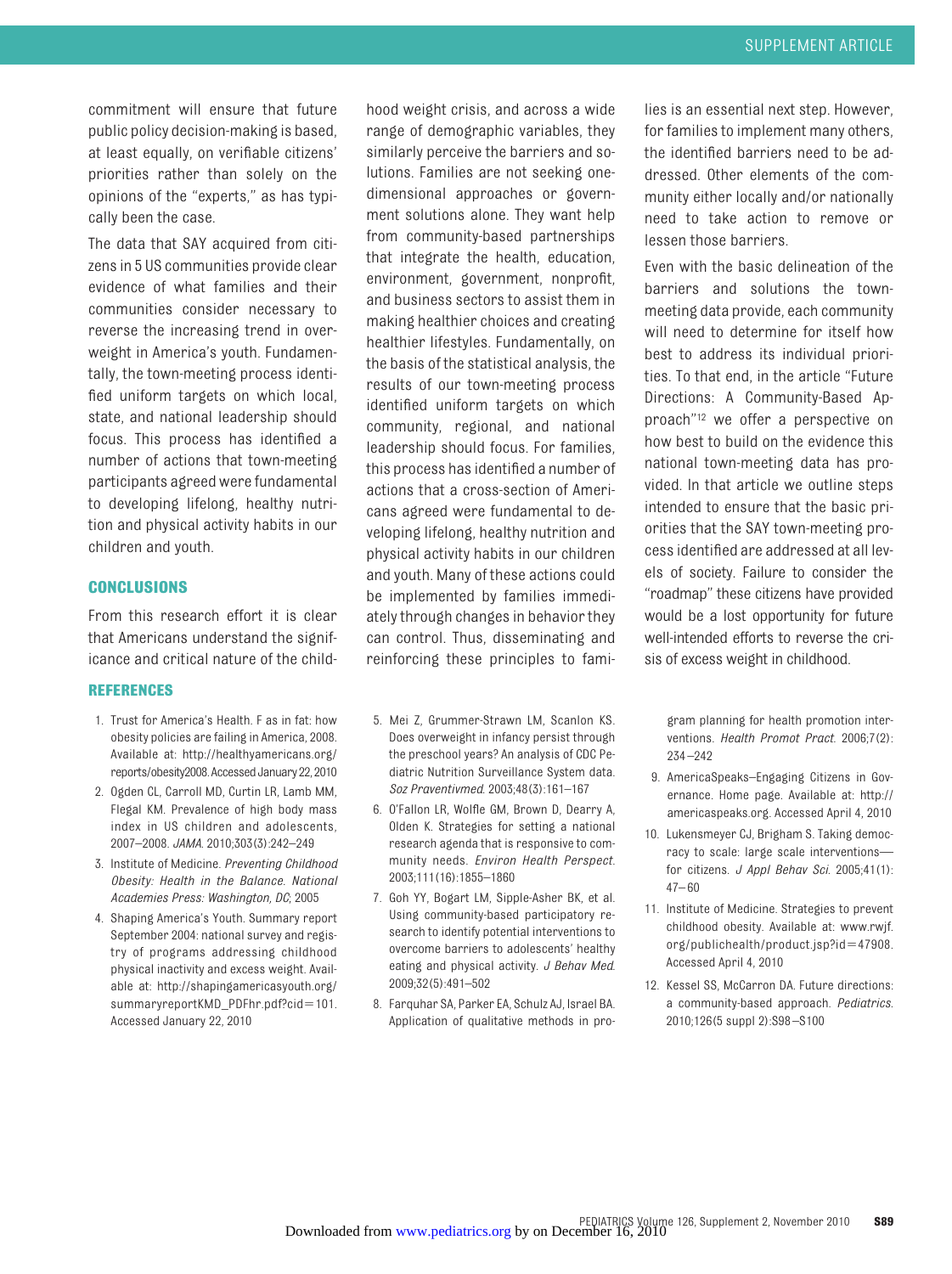commitment will ensure that future public policy decision-making is based, at least equally, on verifiable citizens' priorities rather than solely on the opinions of the "experts," as has typically been the case.

The data that SAY acquired from citizens in 5 US communities provide clear evidence of what families and their communities consider necessary to reverse the increasing trend in overweight in America's youth. Fundamentally, the town-meeting process identified uniform targets on which local, state, and national leadership should focus. This process has identified a number of actions that town-meeting participants agreed were fundamental to developing lifelong, healthy nutrition and physical activity habits in our children and youth.

## CONCLUSIONS

From this research effort it is clear that Americans understand the significance and critical nature of the childhood weight crisis, and across a wide range of demographic variables, they similarly perceive the barriers and solutions. Families are not seeking one-dimensional approaches or government solutions alone. They want help from community-based partnerships that integrate the health, education, environment, government, nonprofit, and business sectors to assist them in making healthier choices and creating healthier lifestyles. Fundamentally, on the basis of the statistical analysis, the results of our town-meeting process identified uniform targets on which community, regional, and national leadership should focus. For families, this process has identified a number of actions that a cross-section of Americans agreed were fundamental to developing lifelong, healthy nutrition and physical activity habits in our children and youth. Many of these actions could be implemented by families immediately through changes in behavior they can control. Thus, disseminating and reinforcing these principles to families is an essential next step. However, for families to implement many others, the identified barriers need to be addressed. Other elements of the community either locally and/or nationally need to take action to remove or lessen those barriers.

Even with the basic delineation of the barriers and solutions the town-meeting data provide, each community will need to determine for itself how best to address its individual priorities. To that end, in the article "Future Directions: A Community-Based Approach"[12] we offer a perspective on how best to build on the evidence this national town-meeting data has provided. In that article we outline steps intended to ensure that the basic priorities that the SAY town-meeting process identified are addressed at all levels of society. Failure to consider the "roadmap" these citizens have provided would be a lost opportunity for future well-intended efforts to reverse the crisis of excess weight in childhood.

## REFERENCES

1. Trust for America's Health. F as in fat: how obesity policies are failing in America, 2008. Available at: http://healthyamericans.org/reports/obesity2008. Accessed January 22, 2010
2. Ogden CL, Carroll MD, Curtin LR, Lamb MM, Flegal KM. Prevalence of high body mass index in US children and adolescents, 2007–2008. *JAMA*. 2010;303(3):242–249
3. Institute of Medicine. *Preventing Childhood Obesity: Health in the Balance. National Academies Press: Washington, DC*; 2005
4. Shaping America's Youth. Summary report September 2004: national survey and registry of programs addressing childhood physical inactivity and excess weight. Available at: http://shapingamericasyouth.org/summaryreportKMD_PDFhr.pdf?cid=101. Accessed January 22, 2010
5. Mei Z, Grummer-Strawn LM, Scanlon KS. Does overweight in infancy persist through the preschool years? An analysis of CDC Pediatric Nutrition Surveillance System data. *Soz Praventivmed*. 2003;48(3):161–167
6. O'Fallon LR, Wolfle GM, Brown D, Dearry A, Olden K. Strategies for setting a national research agenda that is responsive to community needs. *Environ Health Perspect*. 2003;111(16):1855–1860
7. Goh YY, Bogart LM, Sipple-Asher BK, et al. Using community-based participatory research to identify potential interventions to overcome barriers to adolescents' healthy eating and physical activity. *J Behav Med*. 2009;32(5):491–502
8. Farquhar SA, Parker EA, Schulz AJ, Israel BA. Application of qualitative methods in program planning for health promotion interventions. *Health Promot Pract*. 2006;7(2):234–242
9. AmericaSpeaks–Engaging Citizens in Governance. Home page. Available at: http://americaspeaks.org. Accessed April 4, 2010
10. Lukensmeyer CJ, Brigham S. Taking democracy to scale: large scale interventions—for citizens. *J Appl Behav Sci*. 2005;41(1):47–60
11. Institute of Medicine. Strategies to prevent childhood obesity. Available at: www.rwjf.org/publichealth/product.jsp?id=47908. Accessed April 4, 2010
12. Kessel SS, McCarron DA. Future directions: a community-based approach. *Pediatrics*. 2010;126(5 suppl 2):S98–S100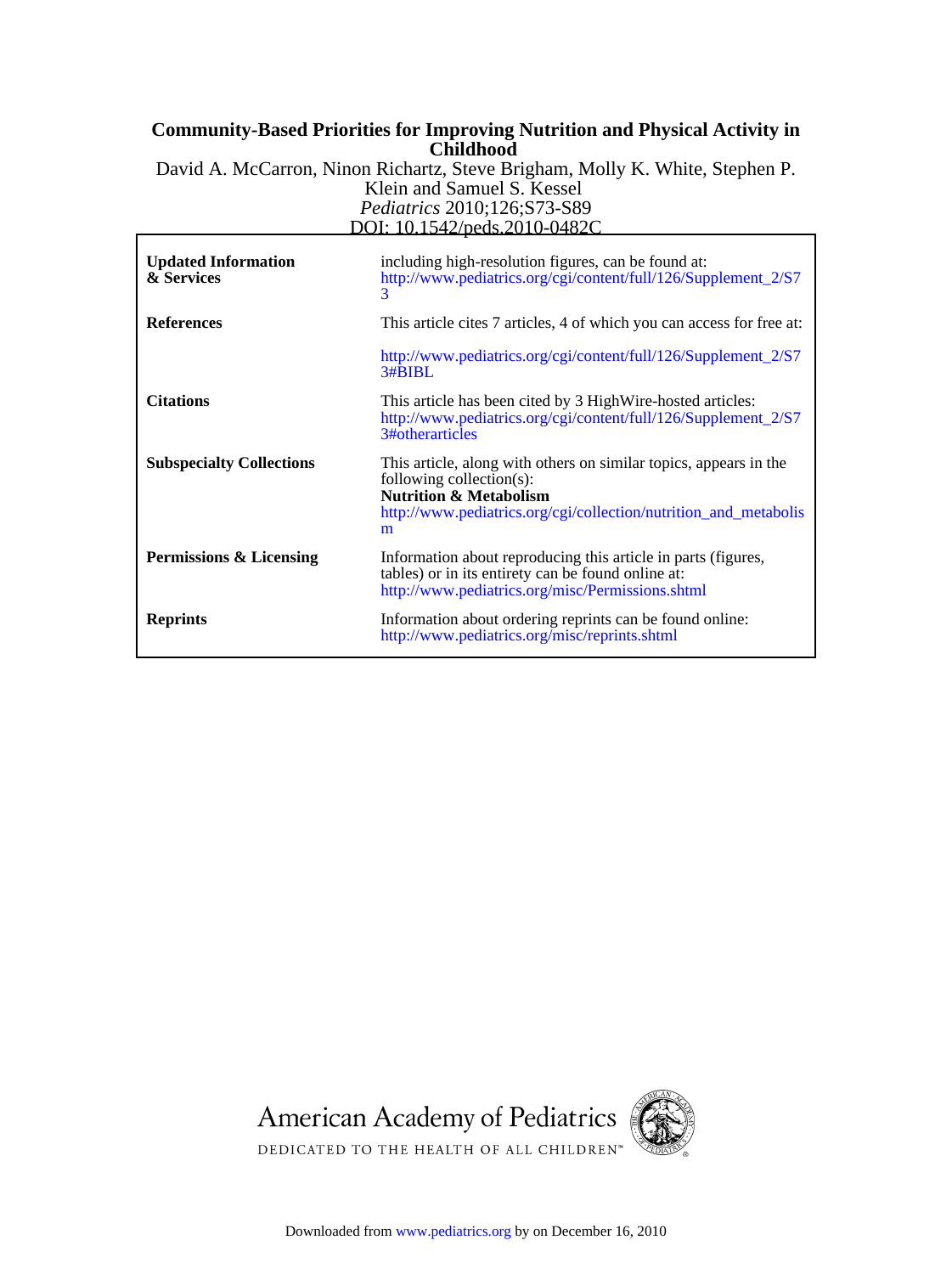**Community-Based Priorities for Improving Nutrition and Physical Activity in Childhood**

David A. McCarron, Ninon Richartz, Steve Brigham, Molly K. White, Stephen P. Klein and Samuel S. Kessel

*Pediatrics* 2010;126;S73-S89

DOI: 10.1542/peds.2010-0482C

| | |
|---|---|
| **Updated Information & Services** | including high-resolution figures, can be found at: http://www.pediatrics.org/cgi/content/full/126/Supplement_2/S73 |
| **References** | This article cites 7 articles, 4 of which you can access for free at: http://www.pediatrics.org/cgi/content/full/126/Supplement_2/S73#BIBL |
| **Citations** | This article has been cited by 3 HighWire-hosted articles: http://www.pediatrics.org/cgi/content/full/126/Supplement_2/S73#otherarticles |
| **Subspecialty Collections** | This article, along with others on similar topics, appears in the following collection(s): **Nutrition & Metabolism** http://www.pediatrics.org/cgi/collection/nutrition_and_metabolism |
| **Permissions & Licensing** | Information about reproducing this article in parts (figures, tables) or in its entirety can be found online at: http://www.pediatrics.org/misc/Permissions.shtml |
| **Reprints** | Information about ordering reprints can be found online: http://www.pediatrics.org/misc/reprints.shtml |

American Academy of Pediatrics

DEDICATED TO THE HEALTH OF ALL CHILDREN™

Downloaded from www.pediatrics.org by on December 16, 2010